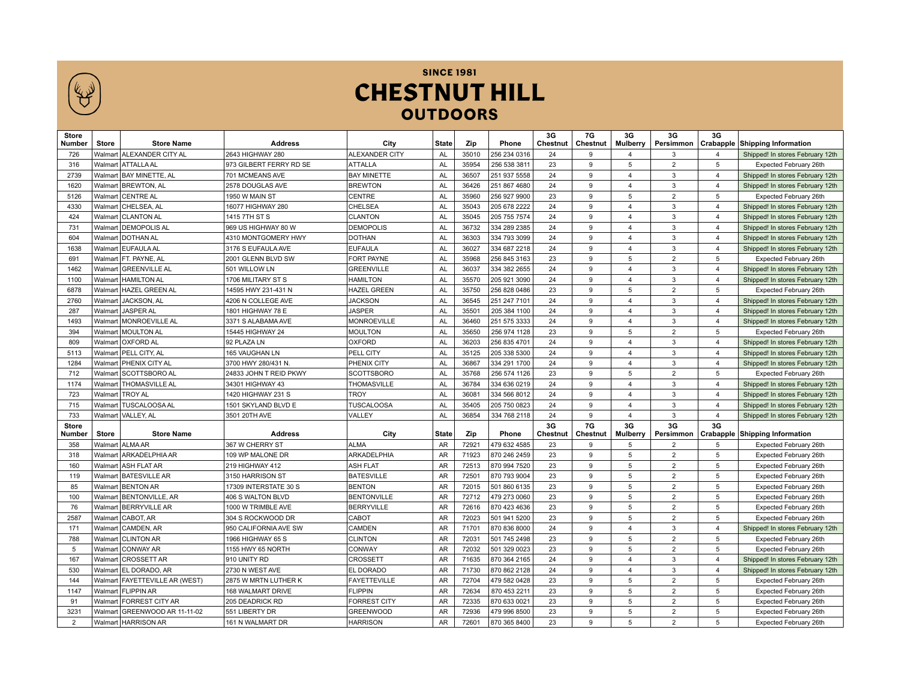# SINCE 1981 CHESTNUT HILL OUTDOORS

| Store Number | Store | Store Name | Address | City | State | Zip | Phone | 3G Chestnut | 7G Chestnut | 3G Mulberry | 3G Persimmon | 3G Crabapple | Shipping Information |
|---|---|---|---|---|---|---|---|---|---|---|---|---|---|
| 726 | Walmart | ALEXANDER CITY AL | 2643 HIGHWAY 280 | ALEXANDER CITY | AL | 35010 | 256 234 0316 | 24 | 9 | 4 | 3 | 4 | Shipped! In stores February 12th |
| 316 | Walmart | ATTALLA AL | 973 GILBERT FERRY RD SE | ATTALLA | AL | 35954 | 256 538 3811 | 23 | 9 | 5 | 2 | 5 | Expected February 26th |
| 2739 | Walmart | BAY MINETTE, AL | 701 MCMEANS AVE | BAY MINETTE | AL | 36507 | 251 937 5558 | 24 | 9 | 4 | 3 | 4 | Shipped! In stores February 12th |
| 1620 | Walmart | BREWTON, AL | 2578 DOUGLAS AVE | BREWTON | AL | 36426 | 251 867 4680 | 24 | 9 | 4 | 3 | 4 | Shipped! In stores February 12th |
| 5126 | Walmart | CENTRE AL | 1950 W MAIN ST | CENTRE | AL | 35960 | 256 927 9900 | 23 | 9 | 5 | 2 | 5 | Expected February 26th |
| 4330 | Walmart | CHELSEA, AL | 16077 HIGHWAY 280 | CHELSEA | AL | 35043 | 205 678 2222 | 24 | 9 | 4 | 3 | 4 | Shipped! In stores February 12th |
| 424 | Walmart | CLANTON AL | 1415 7TH ST S | CLANTON | AL | 35045 | 205 755 7574 | 24 | 9 | 4 | 3 | 4 | Shipped! In stores February 12th |
| 731 | Walmart | DEMOPOLIS AL | 969 US HIGHWAY 80 W | DEMOPOLIS | AL | 36732 | 334 289 2385 | 24 | 9 | 4 | 3 | 4 | Shipped! In stores February 12th |
| 604 | Walmart | DOTHAN AL | 4310 MONTGOMERY HWY | DOTHAN | AL | 36303 | 334 793 3099 | 24 | 9 | 4 | 3 | 4 | Shipped! In stores February 12th |
| 1638 | Walmart | EUFAULA AL | 3176 S EUFAULA AVE | EUFAULA | AL | 36027 | 334 687 2218 | 24 | 9 | 4 | 3 | 4 | Shipped! In stores February 12th |
| 691 | Walmart | FT. PAYNE, AL | 2001 GLENN BLVD SW | FORT PAYNE | AL | 35968 | 256 845 3163 | 23 | 9 | 5 | 2 | 5 | Expected February 26th |
| 1462 | Walmart | GREENVILLE AL | 501 WILLOW LN | GREENVILLE | AL | 36037 | 334 382 2655 | 24 | 9 | 4 | 3 | 4 | Shipped! In stores February 12th |
| 1100 | Walmart | HAMILTON AL | 1706 MILITARY ST S | HAMILTON | AL | 35570 | 205 921 3090 | 24 | 9 | 4 | 3 | 4 | Shipped! In stores February 12th |
| 6878 | Walmart | HAZEL GREEN AL | 14595 HWY 231-431 N | HAZEL GREEN | AL | 35750 | 256 828 0486 | 23 | 9 | 5 | 2 | 5 | Expected February 26th |
| 2760 | Walmart | JACKSON, AL | 4206 N COLLEGE AVE | JACKSON | AL | 36545 | 251 247 7101 | 24 | 9 | 4 | 3 | 4 | Shipped! In stores February 12th |
| 287 | Walmart | JASPER AL | 1801 HIGHWAY 78 E | JASPER | AL | 35501 | 205 384 1100 | 24 | 9 | 4 | 3 | 4 | Shipped! In stores February 12th |
| 1493 | Walmart | MONROEVILLE AL | 3371 S ALABAMA AVE | MONROEVILLE | AL | 36460 | 251 575 3333 | 24 | 9 | 4 | 3 | 4 | Shipped! In stores February 12th |
| 394 | Walmart | MOULTON AL | 15445 HIGHWAY 24 | MOULTON | AL | 35650 | 256 974 1128 | 23 | 9 | 5 | 2 | 5 | Expected February 26th |
| 809 | Walmart | OXFORD AL | 92 PLAZA LN | OXFORD | AL | 36203 | 256 835 4701 | 24 | 9 | 4 | 3 | 4 | Shipped! In stores February 12th |
| 5113 | Walmart | PELL CITY, AL | 165 VAUGHAN LN | PELL CITY | AL | 35125 | 205 338 5300 | 24 | 9 | 4 | 3 | 4 | Shipped! In stores February 12th |
| 1284 | Walmart | PHENIX CITY AL | 3700 HWY 280/431 N. | PHENIX CITY | AL | 36867 | 334 291 1700 | 24 | 9 | 4 | 3 | 4 | Shipped! In stores February 12th |
| 712 | Walmart | SCOTTSBORO AL | 24833 JOHN T REID PKWY | SCOTTSBORO | AL | 35768 | 256 574 1126 | 23 | 9 | 5 | 2 | 5 | Expected February 26th |
| 1174 | Walmart | THOMASVILLE AL | 34301 HIGHWAY 43 | THOMASVILLE | AL | 36784 | 334 636 0219 | 24 | 9 | 4 | 3 | 4 | Shipped! In stores February 12th |
| 723 | Walmart | TROY AL | 1420 HIGHWAY 231 S | TROY | AL | 36081 | 334 566 8012 | 24 | 9 | 4 | 3 | 4 | Shipped! In stores February 12th |
| 715 | Walmart | TUSCALOOSA AL | 1501 SKYLAND BLVD E | TUSCALOOSA | AL | 35405 | 205 750 0823 | 24 | 9 | 4 | 3 | 4 | Shipped! In stores February 12th |
| 733 | Walmart | VALLEY, AL | 3501 20TH AVE | VALLEY | AL | 36854 | 334 768 2118 | 24 | 9 | 4 | 3 | 4 | Shipped! In stores February 12th |

| Store Number | Store | Store Name | Address | City | State | Zip | Phone | 3G Chestnut | 7G Chestnut | 3G Mulberry | 3G Persimmon | 3G Crabapple | Shipping Information |
|---|---|---|---|---|---|---|---|---|---|---|---|---|---|
| 358 | Walmart | ALMA AR | 367 W CHERRY ST | ALMA | AR | 72921 | 479 632 4585 | 23 | 9 | 5 | 2 | 5 | Expected February 26th |
| 318 | Walmart | ARKADELPHIA AR | 109 WP MALONE DR | ARKADELPHIA | AR | 71923 | 870 246 2459 | 23 | 9 | 5 | 2 | 5 | Expected February 26th |
| 160 | Walmart | ASH FLAT AR | 219 HIGHWAY 412 | ASH FLAT | AR | 72513 | 870 994 7520 | 23 | 9 | 5 | 2 | 5 | Expected February 26th |
| 119 | Walmart | BATESVILLE AR | 3150 HARRISON ST | BATESVILLE | AR | 72501 | 870 793 9004 | 23 | 9 | 5 | 2 | 5 | Expected February 26th |
| 85 | Walmart | BENTON AR | 17309 INTERSTATE 30 S | BENTON | AR | 72015 | 501 860 6135 | 23 | 9 | 5 | 2 | 5 | Expected February 26th |
| 100 | Walmart | BENTONVILLE, AR | 406 S WALTON BLVD | BENTONVILLE | AR | 72712 | 479 273 0060 | 23 | 9 | 5 | 2 | 5 | Expected February 26th |
| 76 | Walmart | BERRYVILLE AR | 1000 W TRIMBLE AVE | BERRYVILLE | AR | 72616 | 870 423 4636 | 23 | 9 | 5 | 2 | 5 | Expected February 26th |
| 2587 | Walmart | CABOT, AR | 304 S ROCKWOOD DR | CABOT | AR | 72023 | 501 941 5200 | 23 | 9 | 5 | 2 | 5 | Expected February 26th |
| 171 | Walmart | CAMDEN, AR | 950 CALIFORNIA AVE SW | CAMDEN | AR | 71701 | 870 836 8000 | 24 | 9 | 4 | 3 | 4 | Shipped! In stores February 12th |
| 788 | Walmart | CLINTON AR | 1966 HIGHWAY 65 S | CLINTON | AR | 72031 | 501 745 2498 | 23 | 9 | 5 | 2 | 5 | Expected February 26th |
| 5 | Walmart | CONWAY AR | 1155 HWY 65 NORTH | CONWAY | AR | 72032 | 501 329 0023 | 23 | 9 | 5 | 2 | 5 | Expected February 26th |
| 167 | Walmart | CROSSETT AR | 910 UNITY RD | CROSSETT | AR | 71635 | 870 364 2165 | 24 | 9 | 4 | 3 | 4 | Shipped! In stores February 12th |
| 530 | Walmart | EL DORADO, AR | 2730 N WEST AVE | EL DORADO | AR | 71730 | 870 862 2128 | 24 | 9 | 4 | 3 | 4 | Shipped! In stores February 12th |
| 144 | Walmart | FAYETTEVILLE AR (WEST) | 2875 W MRTN LUTHER K | FAYETTEVILLE | AR | 72704 | 479 582 0428 | 23 | 9 | 5 | 2 | 5 | Expected February 26th |
| 1147 | Walmart | FLIPPIN AR | 168 WALMART DRIVE | FLIPPIN | AR | 72634 | 870 453 2211 | 23 | 9 | 5 | 2 | 5 | Expected February 26th |
| 91 | Walmart | FORREST CITY AR | 205 DEADRICK RD | FORREST CITY | AR | 72335 | 870 633 0021 | 23 | 9 | 5 | 2 | 5 | Expected February 26th |
| 3231 | Walmart | GREENWOOD AR 11-11-02 | 551 LIBERTY DR | GREENWOOD | AR | 72936 | 479 996 8500 | 23 | 9 | 5 | 2 | 5 | Expected February 26th |
| 2 | Walmart | HARRISON AR | 161 N WALMART DR | HARRISON | AR | 72601 | 870 365 8400 | 23 | 9 | 5 | 2 | 5 | Expected February 26th |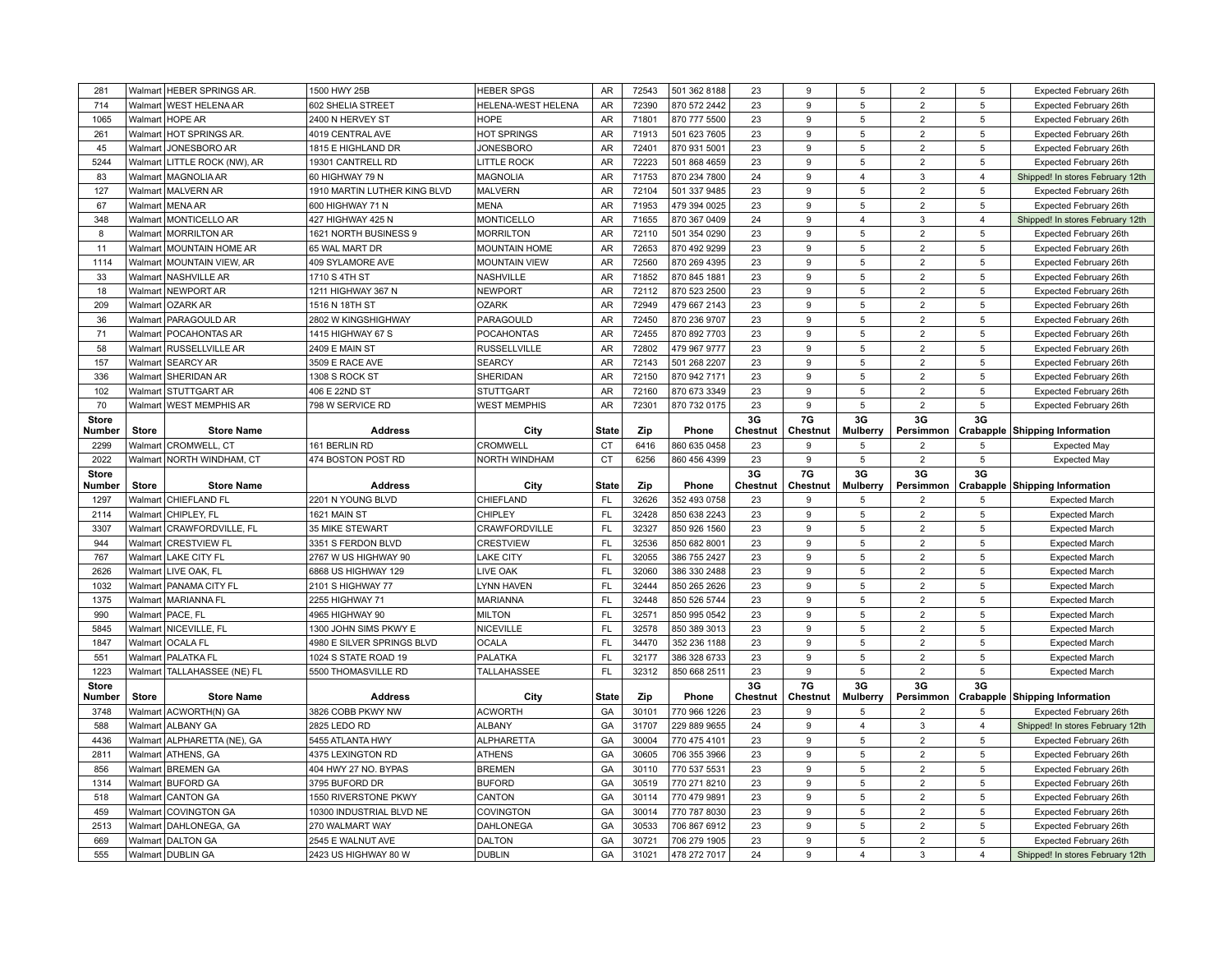| 281 | Walmart | HEBER SPRINGS AR. | 1500 HWY 25B | HEBER SPGS | AR | 72543 | 501 362 8188 | 23 | 9 | 5 | 2 | 5 | Expected February 26th |
|---|---|---|---|---|---|---|---|---|---|---|---|---|---|
| 714 | Walmart | WEST HELENA AR | 602 SHELIA STREET | HELENA-WEST HELENA | AR | 72390 | 870 572 2442 | 23 | 9 | 5 | 2 | 5 | Expected February 26th |
| 1065 | Walmart | HOPE AR | 2400 N HERVEY ST | HOPE | AR | 71801 | 870 777 5500 | 23 | 9 | 5 | 2 | 5 | Expected February 26th |
| 261 | Walmart | HOT SPRINGS AR. | 4019 CENTRAL AVE | HOT SPRINGS | AR | 71913 | 501 623 7605 | 23 | 9 | 5 | 2 | 5 | Expected February 26th |
| 45 | Walmart | JONESBORO AR | 1815 E HIGHLAND DR | JONESBORO | AR | 72401 | 870 931 5001 | 23 | 9 | 5 | 2 | 5 | Expected February 26th |
| 5244 | Walmart | LITTLE ROCK (NW), AR | 19301 CANTRELL RD | LITTLE ROCK | AR | 72223 | 501 868 4659 | 23 | 9 | 5 | 2 | 5 | Expected February 26th |
| 83 | Walmart | MAGNOLIA AR | 60 HIGHWAY 79 N | MAGNOLIA | AR | 71753 | 870 234 7800 | 24 | 9 | 4 | 3 | 4 | Shipped! In stores February 12th |
| 127 | Walmart | MALVERN AR | 1910 MARTIN LUTHER KING BLVD | MALVERN | AR | 72104 | 501 337 9485 | 23 | 9 | 5 | 2 | 5 | Expected February 26th |
| 67 | Walmart | MENA AR | 600 HIGHWAY 71 N | MENA | AR | 71953 | 479 394 0025 | 23 | 9 | 5 | 2 | 5 | Expected February 26th |
| 348 | Walmart | MONTICELLO AR | 427 HIGHWAY 425 N | MONTICELLO | AR | 71655 | 870 367 0409 | 24 | 9 | 4 | 3 | 4 | Shipped! In stores February 12th |
| 8 | Walmart | MORRILTON AR | 1621 NORTH BUSINESS 9 | MORRILTON | AR | 72110 | 501 354 0290 | 23 | 9 | 5 | 2 | 5 | Expected February 26th |
| 11 | Walmart | MOUNTAIN HOME AR | 65 WAL MART DR | MOUNTAIN HOME | AR | 72653 | 870 492 9299 | 23 | 9 | 5 | 2 | 5 | Expected February 26th |
| 1114 | Walmart | MOUNTAIN VIEW, AR | 409 SYLAMORE AVE | MOUNTAIN VIEW | AR | 72560 | 870 269 4395 | 23 | 9 | 5 | 2 | 5 | Expected February 26th |
| 33 | Walmart | NASHVILLE AR | 1710 S 4TH ST | NASHVILLE | AR | 71852 | 870 845 1881 | 23 | 9 | 5 | 2 | 5 | Expected February 26th |
| 18 | Walmart | NEWPORT AR | 1211 HIGHWAY 367 N | NEWPORT | AR | 72112 | 870 523 2500 | 23 | 9 | 5 | 2 | 5 | Expected February 26th |
| 209 | Walmart | OZARK AR | 1516 N 18TH ST | OZARK | AR | 72949 | 479 667 2143 | 23 | 9 | 5 | 2 | 5 | Expected February 26th |
| 36 | Walmart | PARAGOULD AR | 2802 W KINGSHIGHWAY | PARAGOULD | AR | 72450 | 870 236 9707 | 23 | 9 | 5 | 2 | 5 | Expected February 26th |
| 71 | Walmart | POCAHONTAS AR | 1415 HIGHWAY 67 S | POCAHONTAS | AR | 72455 | 870 892 7703 | 23 | 9 | 5 | 2 | 5 | Expected February 26th |
| 58 | Walmart | RUSSELLVILLE AR | 2409 E MAIN ST | RUSSELLVILLE | AR | 72802 | 479 967 9777 | 23 | 9 | 5 | 2 | 5 | Expected February 26th |
| 157 | Walmart | SEARCY AR | 3509 E RACE AVE | SEARCY | AR | 72143 | 501 268 2207 | 23 | 9 | 5 | 2 | 5 | Expected February 26th |
| 336 | Walmart | SHERIDAN AR | 1308 S ROCK ST | SHERIDAN | AR | 72150 | 870 942 7171 | 23 | 9 | 5 | 2 | 5 | Expected February 26th |
| 102 | Walmart | STUTTGART AR | 406 E 22ND ST | STUTTGART | AR | 72160 | 870 673 3349 | 23 | 9 | 5 | 2 | 5 | Expected February 26th |
| 70 | Walmart | WEST MEMPHIS AR | 798 W SERVICE RD | WEST MEMPHIS | AR | 72301 | 870 732 0175 | 23 | 9 | 5 | 2 | 5 | Expected February 26th |

| Store Number | Store | Store Name | Address | City | State | Zip | Phone | 3G Chestnut | 7G Chestnut | 3G Mulberry | 3G Persimmon | 3G Crabapple | Shipping Information |
|---|---|---|---|---|---|---|---|---|---|---|---|---|---|
| 2299 | Walmart | CROMWELL, CT | 161 BERLIN RD | CROMWELL | CT | 6416 | 860 635 0458 | 23 | 9 | 5 | 2 | 5 | Expected May |
| 2022 | Walmart | NORTH WINDHAM, CT | 474 BOSTON POST RD | NORTH WINDHAM | CT | 6256 | 860 456 4399 | 23 | 9 | 5 | 2 | 5 | Expected May |

| Store Number | Store | Store Name | Address | City | State | Zip | Phone | 3G Chestnut | 7G Chestnut | 3G Mulberry | 3G Persimmon | 3G Crabapple | Shipping Information |
|---|---|---|---|---|---|---|---|---|---|---|---|---|---|
| 1297 | Walmart | CHIEFLAND FL | 2201 N YOUNG BLVD | CHIEFLAND | FL | 32626 | 352 493 0758 | 23 | 9 | 5 | 2 | 5 | Expected March |
| 2114 | Walmart | CHIPLEY, FL | 1621 MAIN ST | CHIPLEY | FL | 32428 | 850 638 2243 | 23 | 9 | 5 | 2 | 5 | Expected March |
| 3307 | Walmart | CRAWFORDVILLE, FL | 35 MIKE STEWART | CRAWFORDVILLE | FL | 32327 | 850 926 1560 | 23 | 9 | 5 | 2 | 5 | Expected March |
| 944 | Walmart | CRESTVIEW FL | 3351 S FERDON BLVD | CRESTVIEW | FL | 32536 | 850 682 8001 | 23 | 9 | 5 | 2 | 5 | Expected March |
| 767 | Walmart | LAKE CITY FL | 2767 W US HIGHWAY 90 | LAKE CITY | FL | 32055 | 386 755 2427 | 23 | 9 | 5 | 2 | 5 | Expected March |
| 2626 | Walmart | LIVE OAK, FL | 6868 US HIGHWAY 129 | LIVE OAK | FL | 32060 | 386 330 2488 | 23 | 9 | 5 | 2 | 5 | Expected March |
| 1032 | Walmart | PANAMA CITY FL | 2101 S HIGHWAY 77 | LYNN HAVEN | FL | 32444 | 850 265 2626 | 23 | 9 | 5 | 2 | 5 | Expected March |
| 1375 | Walmart | MARIANNA FL | 2255 HIGHWAY 71 | MARIANNA | FL | 32448 | 850 526 5744 | 23 | 9 | 5 | 2 | 5 | Expected March |
| 990 | Walmart | PACE, FL | 4965 HIGHWAY 90 | MILTON | FL | 32571 | 850 995 0542 | 23 | 9 | 5 | 2 | 5 | Expected March |
| 5845 | Walmart | NICEVILLE, FL | 1300 JOHN SIMS PKWY E | NICEVILLE | FL | 32578 | 850 389 3013 | 23 | 9 | 5 | 2 | 5 | Expected March |
| 1847 | Walmart | OCALA FL | 4980 E SILVER SPRINGS BLVD | OCALA | FL | 34470 | 352 236 1188 | 23 | 9 | 5 | 2 | 5 | Expected March |
| 551 | Walmart | PALATKA FL | 1024 S STATE ROAD 19 | PALATKA | FL | 32177 | 386 328 6733 | 23 | 9 | 5 | 2 | 5 | Expected March |
| 1223 | Walmart | TALLAHASSEE (NE) FL | 5500 THOMASVILLE RD | TALLAHASSEE | FL | 32312 | 850 668 2511 | 23 | 9 | 5 | 2 | 5 | Expected March |

| Store Number | Store | Store Name | Address | City | State | Zip | Phone | 3G Chestnut | 7G Chestnut | 3G Mulberry | 3G Persimmon | 3G Crabapple | Shipping Information |
|---|---|---|---|---|---|---|---|---|---|---|---|---|---|
| 3748 | Walmart | ACWORTH(N) GA | 3826 COBB PKWY NW | ACWORTH | GA | 30101 | 770 966 1226 | 23 | 9 | 5 | 2 | 5 | Expected February 26th |
| 588 | Walmart | ALBANY GA | 2825 LEDO RD | ALBANY | GA | 31707 | 229 889 9655 | 24 | 9 | 4 | 3 | 4 | Shipped! In stores February 12th |
| 4436 | Walmart | ALPHARETTA (NE), GA | 5455 ATLANTA HWY | ALPHARETTA | GA | 30004 | 770 475 4101 | 23 | 9 | 5 | 2 | 5 | Expected February 26th |
| 2811 | Walmart | ATHENS, GA | 4375 LEXINGTON RD | ATHENS | GA | 30605 | 706 355 3966 | 23 | 9 | 5 | 2 | 5 | Expected February 26th |
| 856 | Walmart | BREMEN GA | 404 HWY 27 NO. BYPAS | BREMEN | GA | 30110 | 770 537 5531 | 23 | 9 | 5 | 2 | 5 | Expected February 26th |
| 1314 | Walmart | BUFORD GA | 3795 BUFORD DR | BUFORD | GA | 30519 | 770 271 8210 | 23 | 9 | 5 | 2 | 5 | Expected February 26th |
| 518 | Walmart | CANTON GA | 1550 RIVERSTONE PKWY | CANTON | GA | 30114 | 770 479 9891 | 23 | 9 | 5 | 2 | 5 | Expected February 26th |
| 459 | Walmart | COVINGTON GA | 10300 INDUSTRIAL BLVD NE | COVINGTON | GA | 30014 | 770 787 8030 | 23 | 9 | 5 | 2 | 5 | Expected February 26th |
| 2513 | Walmart | DAHLONEGA, GA | 270 WALMART WAY | DAHLONEGA | GA | 30533 | 706 867 6912 | 23 | 9 | 5 | 2 | 5 | Expected February 26th |
| 669 | Walmart | DALTON GA | 2545 E WALNUT AVE | DALTON | GA | 30721 | 706 279 1905 | 23 | 9 | 5 | 2 | 5 | Expected February 26th |
| 555 | Walmart | DUBLIN GA | 2423 US HIGHWAY 80 W | DUBLIN | GA | 31021 | 478 272 7017 | 24 | 9 | 4 | 3 | 4 | Shipped! In stores February 12th |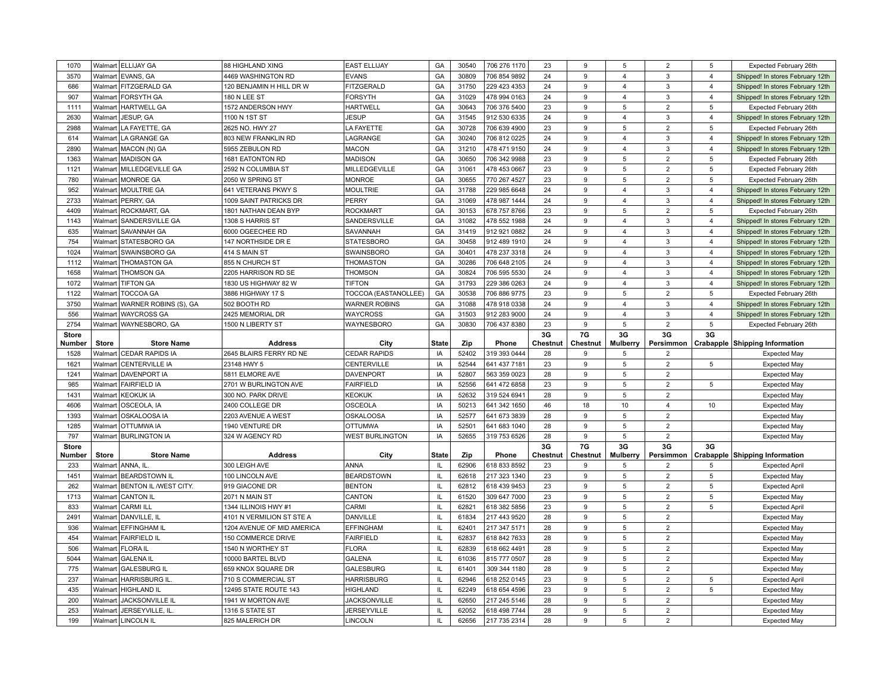| Store Number | Store | Store Name | Address | City | State | Zip | Phone | 3G Chestnut | 7G Chestnut | 3G Mulberry | 3G Persimmon | 3G Crabapple | Shipping Information |
|---|---|---|---|---|---|---|---|---|---|---|---|---|---|
| 1070 | Walmart | ELLIJAY GA | 88 HIGHLAND XING | EAST ELLIJAY | GA | 30540 | 706 276 1170 | 23 | 9 | 5 | 2 | 5 | Expected February 26th |
| 3570 | Walmart | EVANS, GA | 4469 WASHINGTON RD | EVANS | GA | 30809 | 706 854 9892 | 24 | 9 | 4 | 3 | 4 | Shipped! In stores February 12th |
| 686 | Walmart | FITZGERALD GA | 120 BENJAMIN H HILL DR W | FITZGERALD | GA | 31750 | 229 423 4353 | 24 | 9 | 4 | 3 | 4 | Shipped! In stores February 12th |
| 907 | Walmart | FORSYTH GA | 180 N LEE ST | FORSYTH | GA | 31029 | 478 994 0163 | 24 | 9 | 4 | 3 | 4 | Shipped! In stores February 12th |
| 1111 | Walmart | HARTWELL GA | 1572 ANDERSON HWY | HARTWELL | GA | 30643 | 706 376 5400 | 23 | 9 | 5 | 2 | 5 | Expected February 26th |
| 2630 | Walmart | JESUP, GA | 1100 N 1ST ST | JESUP | GA | 31545 | 912 530 6335 | 24 | 9 | 4 | 3 | 4 | Shipped! In stores February 12th |
| 2988 | Walmart | LA FAYETTE, GA | 2625 NO. HWY 27 | LA FAYETTE | GA | 30728 | 706 639 4900 | 23 | 9 | 5 | 2 | 5 | Expected February 26th |
| 614 | Walmart | LA GRANGE GA | 803 NEW FRANKLIN RD | LAGRANGE | GA | 30240 | 706 812 0225 | 24 | 9 | 4 | 3 | 4 | Shipped! In stores February 12th |
| 2890 | Walmart | MACON (N) GA | 5955 ZEBULON RD | MACON | GA | 31210 | 478 471 9150 | 24 | 9 | 4 | 3 | 4 | Shipped! In stores February 12th |
| 1363 | Walmart | MADISON GA | 1681 EATONTON RD | MADISON | GA | 30650 | 706 342 9988 | 23 | 9 | 5 | 2 | 5 | Expected February 26th |
| 1121 | Walmart | MILLEDGEVILLE GA | 2592 N COLUMBIA ST | MILLEDGEVILLE | GA | 31061 | 478 453 0667 | 23 | 9 | 5 | 2 | 5 | Expected February 26th |
| 780 | Walmart | MONROE GA | 2050 W SPRING ST | MONROE | GA | 30655 | 770 267 4527 | 23 | 9 | 5 | 2 | 5 | Expected February 26th |
| 952 | Walmart | MOULTRIE GA | 641 VETERANS PKWY S | MOULTRIE | GA | 31788 | 229 985 6648 | 24 | 9 | 4 | 3 | 4 | Shipped! In stores February 12th |
| 2733 | Walmart | PERRY, GA | 1009 SAINT PATRICKS DR | PERRY | GA | 31069 | 478 987 1444 | 24 | 9 | 4 | 3 | 4 | Shipped! In stores February 12th |
| 4409 | Walmart | ROCKMART, GA | 1801 NATHAN DEAN BYP | ROCKMART | GA | 30153 | 678 757 8766 | 23 | 9 | 5 | 2 | 5 | Expected February 26th |
| 1143 | Walmart | SANDERSVILLE GA | 1308 S HARRIS ST | SANDERSVILLE | GA | 31082 | 478 552 1988 | 24 | 9 | 4 | 3 | 4 | Shipped! In stores February 12th |
| 635 | Walmart | SAVANNAH GA | 6000 OGEECHEE RD | SAVANNAH | GA | 31419 | 912 921 0882 | 24 | 9 | 4 | 3 | 4 | Shipped! In stores February 12th |
| 754 | Walmart | STATESBORO GA | 147 NORTHSIDE DR E | STATESBORO | GA | 30458 | 912 489 1910 | 24 | 9 | 4 | 3 | 4 | Shipped! In stores February 12th |
| 1024 | Walmart | SWAINSBORO GA | 414 S MAIN ST | SWAINSBORO | GA | 30401 | 478 237 3318 | 24 | 9 | 4 | 3 | 4 | Shipped! In stores February 12th |
| 1112 | Walmart | THOMASTON GA | 855 N CHURCH ST | THOMASTON | GA | 30286 | 706 648 2105 | 24 | 9 | 4 | 3 | 4 | Shipped! In stores February 12th |
| 1658 | Walmart | THOMSON GA | 2205 HARRISON RD SE | THOMSON | GA | 30824 | 706 595 5530 | 24 | 9 | 4 | 3 | 4 | Shipped! In stores February 12th |
| 1072 | Walmart | TIFTON GA | 1830 US HIGHWAY 82 W | TIFTON | GA | 31793 | 229 386 0263 | 24 | 9 | 4 | 3 | 4 | Shipped! In stores February 12th |
| 1122 | Walmart | TOCCOA GA | 3886 HIGHWAY 17 S | TOCCOA (EASTANOLLEE) | GA | 30538 | 706 886 9775 | 23 | 9 | 5 | 2 | 5 | Expected February 26th |
| 3750 | Walmart | WARNER ROBINS (S), GA | 502 BOOTH RD | WARNER ROBINS | GA | 31088 | 478 918 0338 | 24 | 9 | 4 | 3 | 4 | Shipped! In stores February 12th |
| 556 | Walmart | WAYCROSS GA | 2425 MEMORIAL DR | WAYCROSS | GA | 31503 | 912 283 9000 | 24 | 9 | 4 | 3 | 4 | Shipped! In stores February 12th |
| 2754 | Walmart | WAYNESBORO, GA | 1500 N LIBERTY ST | WAYNESBORO | GA | 30830 | 706 437 8380 | 23 | 9 | 5 | 2 | 5 | Expected February 26th |

| Store Number | Store | Store Name | Address | City | State | Zip | Phone | 3G Chestnut | 7G Chestnut | 3G Mulberry | 3G Persimmon | 3G Crabapple | Shipping Information |
|---|---|---|---|---|---|---|---|---|---|---|---|---|---|
| 1528 | Walmart | CEDAR RAPIDS IA | 2645 BLAIRS FERRY RD NE | CEDAR RAPIDS | IA | 52402 | 319 393 0444 | 28 | 9 | 5 | 2 | | Expected May |
| 1621 | Walmart | CENTERVILLE IA | 23148 HWY 5 | CENTERVILLE | IA | 52544 | 641 437 7181 | 23 | 9 | 5 | 2 | 5 | Expected May |
| 1241 | Walmart | DAVENPORT IA | 5811 ELMORE AVE | DAVENPORT | IA | 52807 | 563 359 0023 | 28 | 9 | 5 | 2 | | Expected May |
| 985 | Walmart | FAIRFIELD IA | 2701 W BURLINGTON AVE | FAIRFIELD | IA | 52556 | 641 472 6858 | 23 | 9 | 5 | 2 | 5 | Expected May |
| 1431 | Walmart | KEOKUK IA | 300 NO. PARK DRIVE | KEOKUK | IA | 52632 | 319 524 6941 | 28 | 9 | 5 | 2 | | Expected May |
| 4606 | Walmart | OSCEOLA, IA | 2400 COLLEGE DR | OSCEOLA | IA | 50213 | 641 342 1650 | 46 | 18 | 10 | 4 | 10 | Expected May |
| 1393 | Walmart | OSKALOOSA IA | 2203 AVENUE A WEST | OSKALOOSA | IA | 52577 | 641 673 3839 | 28 | 9 | 5 | 2 | | Expected May |
| 1285 | Walmart | OTTUMWA IA | 1940 VENTURE DR | OTTUMWA | IA | 52501 | 641 683 1040 | 28 | 9 | 5 | 2 | | Expected May |
| 797 | Walmart | BURLINGTON IA | 324 W AGENCY RD | WEST BURLINGTON | IA | 52655 | 319 753 6526 | 28 | 9 | 5 | 2 | | Expected May |

| Store Number | Store | Store Name | Address | City | State | Zip | Phone | 3G Chestnut | 7G Chestnut | 3G Mulberry | 3G Persimmon | 3G Crabapple | Shipping Information |
|---|---|---|---|---|---|---|---|---|---|---|---|---|---|
| 233 | Walmart | ANNA, IL. | 300 LEIGH AVE | ANNA | IL | 62906 | 618 833 8592 | 23 | 9 | 5 | 2 | 5 | Expected April |
| 1451 | Walmart | BEARDSTOWN IL | 100 LINCOLN AVE | BEARDSTOWN | IL | 62618 | 217 323 1340 | 23 | 9 | 5 | 2 | 5 | Expected May |
| 262 | Walmart | BENTON IL /WEST CITY. | 919 GIACONE DR | BENTON | IL | 62812 | 618 439 9453 | 23 | 9 | 5 | 2 | 5 | Expected April |
| 1713 | Walmart | CANTON IL | 2071 N MAIN ST | CANTON | IL | 61520 | 309 647 7000 | 23 | 9 | 5 | 2 | 5 | Expected May |
| 833 | Walmart | CARMI ILL | 1344 ILLINOIS HWY #1 | CARMI | IL | 62821 | 618 382 5856 | 23 | 9 | 5 | 2 | 5 | Expected April |
| 2491 | Walmart | DANVILLE, IL | 4101 N VERMILION ST STE A | DANVILLE | IL | 61834 | 217 443 9520 | 28 | 9 | 5 | 2 | | Expected May |
| 936 | Walmart | EFFINGHAM IL | 1204 AVENUE OF MID AMERICA | EFFINGHAM | IL | 62401 | 217 347 5171 | 28 | 9 | 5 | 2 | | Expected May |
| 454 | Walmart | FAIRFIELD IL | 150 COMMERCE DRIVE | FAIRFIELD | IL | 62837 | 618 842 7633 | 28 | 9 | 5 | 2 | | Expected May |
| 506 | Walmart | FLORA IL | 1540 N WORTHEY ST | FLORA | IL | 62839 | 618 662 4491 | 28 | 9 | 5 | 2 | | Expected May |
| 5044 | Walmart | GALENA IL | 10000 BARTEL BLVD | GALENA | IL | 61036 | 815 777 0507 | 28 | 9 | 5 | 2 | | Expected May |
| 775 | Walmart | GALESBURG IL | 659 KNOX SQUARE DR | GALESBURG | IL | 61401 | 309 344 1180 | 28 | 9 | 5 | 2 | | Expected May |
| 237 | Walmart | HARRISBURG IL. | 710 S COMMERCIAL ST | HARRISBURG | IL | 62946 | 618 252 0145 | 23 | 9 | 5 | 2 | 5 | Expected April |
| 435 | Walmart | HIGHLAND IL | 12495 STATE ROUTE 143 | HIGHLAND | IL | 62249 | 618 654 4596 | 23 | 9 | 5 | 2 | 5 | Expected May |
| 200 | Walmart | JACKSONVILLE IL | 1941 W MORTON AVE | JACKSONVILLE | IL | 62650 | 217 245 5146 | 28 | 9 | 5 | 2 | | Expected May |
| 253 | Walmart | JERSEYVILLE, IL. | 1316 S STATE ST | JERSEYVILLE | IL | 62052 | 618 498 7744 | 28 | 9 | 5 | 2 | | Expected May |
| 199 | Walmart | LINCOLN IL | 825 MALERICH DR | LINCOLN | IL | 62656 | 217 735 2314 | 28 | 9 | 5 | 2 | | Expected May |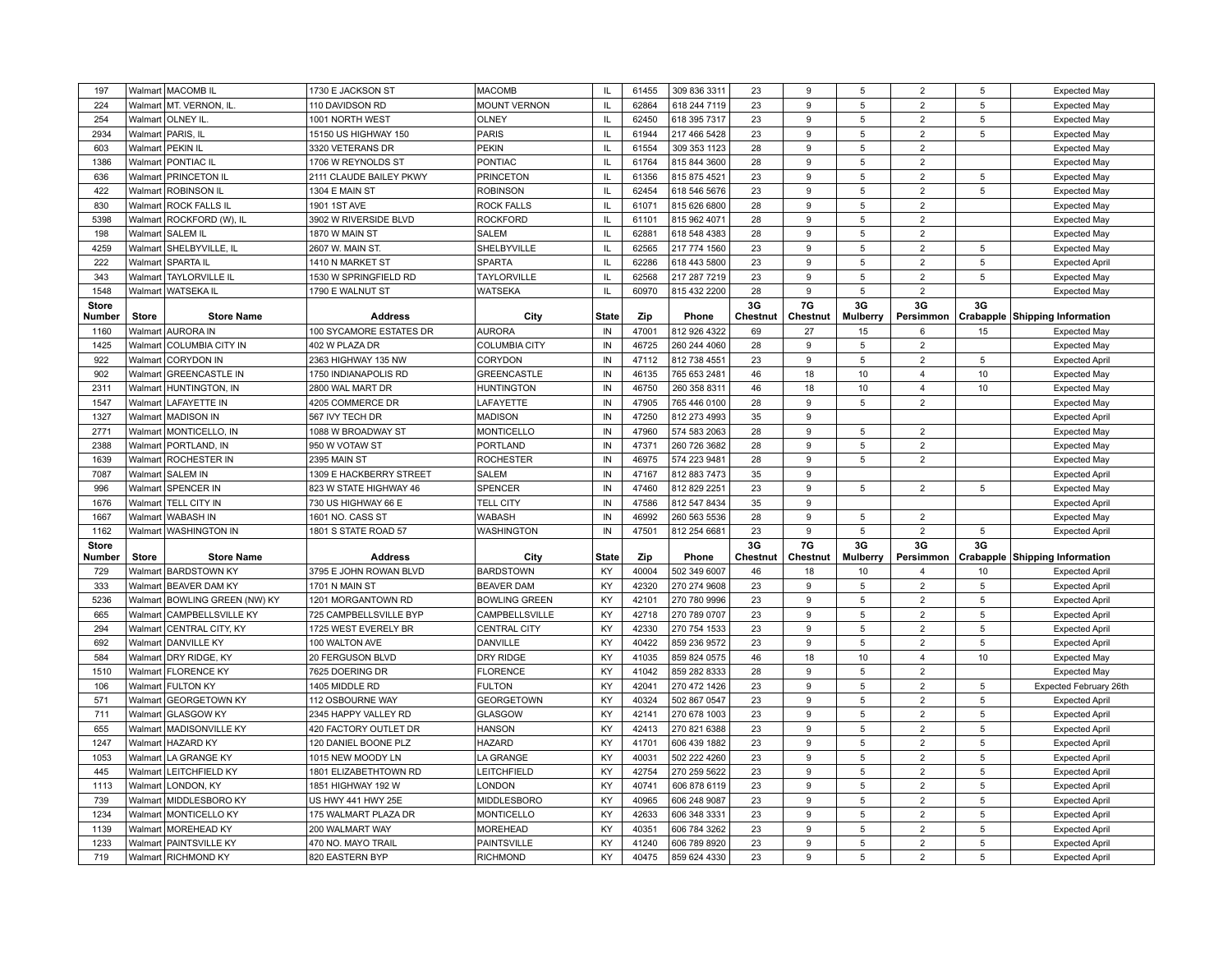| Store Number | Store | Store Name | Address | City | State | Zip | Phone | 3G Chestnut | 7G Chestnut | 3G Mulberry | 3G Persimmon | 3G Crabapple | Shipping Information |
|---|---|---|---|---|---|---|---|---|---|---|---|---|---|
| 197 | Walmart | MACOMB IL | 1730 E JACKSON ST | MACOMB | IL | 61455 | 309 836 3311 | 23 | 9 | 5 | 2 | 5 | Expected May |
| 224 | Walmart | MT. VERNON, IL. | 110 DAVIDSON RD | MOUNT VERNON | IL | 62864 | 618 244 7119 | 23 | 9 | 5 | 2 | 5 | Expected May |
| 254 | Walmart | OLNEY IL. | 1001 NORTH WEST | OLNEY | IL | 62450 | 618 395 7317 | 23 | 9 | 5 | 2 | 5 | Expected May |
| 2934 | Walmart | PARIS, IL | 15150 US HIGHWAY 150 | PARIS | IL | 61944 | 217 466 5428 | 23 | 9 | 5 | 2 | 5 | Expected May |
| 603 | Walmart | PEKIN IL | 3320 VETERANS DR | PEKIN | IL | 61554 | 309 353 1123 | 28 | 9 | 5 | 2 | | Expected May |
| 1386 | Walmart | PONTIAC IL | 1706 W REYNOLDS ST | PONTIAC | IL | 61764 | 815 844 3600 | 28 | 9 | 5 | 2 | | Expected May |
| 636 | Walmart | PRINCETON IL | 2111 CLAUDE BAILEY PKWY | PRINCETON | IL | 61356 | 815 875 4521 | 23 | 9 | 5 | 2 | 5 | Expected May |
| 422 | Walmart | ROBINSON IL | 1304 E MAIN ST | ROBINSON | IL | 62454 | 618 546 5676 | 23 | 9 | 5 | 2 | 5 | Expected May |
| 830 | Walmart | ROCK FALLS IL | 1901 1ST AVE | ROCK FALLS | IL | 61071 | 815 626 6800 | 28 | 9 | 5 | 2 | | Expected May |
| 5398 | Walmart | ROCKFORD (W), IL | 3902 W RIVERSIDE BLVD | ROCKFORD | IL | 61101 | 815 962 4071 | 28 | 9 | 5 | 2 | | Expected May |
| 198 | Walmart | SALEM IL | 1870 W MAIN ST | SALEM | IL | 62881 | 618 548 4383 | 28 | 9 | 5 | 2 | | Expected May |
| 4259 | Walmart | SHELBYVILLE, IL | 2607 W. MAIN ST. | SHELBYVILLE | IL | 62565 | 217 774 1560 | 23 | 9 | 5 | 2 | 5 | Expected May |
| 222 | Walmart | SPARTA IL | 1410 N MARKET ST | SPARTA | IL | 62286 | 618 443 5800 | 23 | 9 | 5 | 2 | 5 | Expected April |
| 343 | Walmart | TAYLORVILLE IL | 1530 W SPRINGFIELD RD | TAYLORVILLE | IL | 62568 | 217 287 7219 | 23 | 9 | 5 | 2 | 5 | Expected May |
| 1548 | Walmart | WATSEKA IL | 1790 E WALNUT ST | WATSEKA | IL | 60970 | 815 432 2200 | 28 | 9 | 5 | 2 | | Expected May |

| Store Number | Store | Store Name | Address | City | State | Zip | Phone | 3G Chestnut | 7G Chestnut | 3G Mulberry | 3G Persimmon | 3G Crabapple | Shipping Information |
|---|---|---|---|---|---|---|---|---|---|---|---|---|---|
| 1160 | Walmart | AURORA IN | 100 SYCAMORE ESTATES DR | AURORA | IN | 47001 | 812 926 4322 | 69 | 27 | 15 | 6 | 15 | Expected May |
| 1425 | Walmart | COLUMBIA CITY IN | 402 W PLAZA DR | COLUMBIA CITY | IN | 46725 | 260 244 4060 | 28 | 9 | 5 | 2 | | Expected May |
| 922 | Walmart | CORYDON IN | 2363 HIGHWAY 135 NW | CORYDON | IN | 47112 | 812 738 4551 | 23 | 9 | 5 | 2 | 5 | Expected April |
| 902 | Walmart | GREENCASTLE IN | 1750 INDIANAPOLIS RD | GREENCASTLE | IN | 46135 | 765 653 2481 | 46 | 18 | 10 | 4 | 10 | Expected May |
| 2311 | Walmart | HUNTINGTON, IN | 2800 WAL MART DR | HUNTINGTON | IN | 46750 | 260 358 8311 | 46 | 18 | 10 | 4 | 10 | Expected May |
| 1547 | Walmart | LAFAYETTE IN | 4205 COMMERCE DR | LAFAYETTE | IN | 47905 | 765 446 0100 | 28 | 9 | 5 | 2 | | Expected May |
| 1327 | Walmart | MADISON IN | 567 IVY TECH DR | MADISON | IN | 47250 | 812 273 4993 | 35 | 9 | | | | Expected April |
| 2771 | Walmart | MONTICELLO, IN | 1088 W BROADWAY ST | MONTICELLO | IN | 47960 | 574 583 2063 | 28 | 9 | 5 | 2 | | Expected May |
| 2388 | Walmart | PORTLAND, IN | 950 W VOTAW ST | PORTLAND | IN | 47371 | 260 726 3682 | 28 | 9 | 5 | 2 | | Expected May |
| 1639 | Walmart | ROCHESTER IN | 2395 MAIN ST | ROCHESTER | IN | 46975 | 574 223 9481 | 28 | 9 | 5 | 2 | | Expected May |
| 7087 | Walmart | SALEM IN | 1309 E HACKBERRY STREET | SALEM | IN | 47167 | 812 883 7473 | 35 | 9 | | | | Expected April |
| 996 | Walmart | SPENCER IN | 823 W STATE HIGHWAY 46 | SPENCER | IN | 47460 | 812 829 2251 | 23 | 9 | 5 | 2 | 5 | Expected May |
| 1676 | Walmart | TELL CITY IN | 730 US HIGHWAY 66 E | TELL CITY | IN | 47586 | 812 547 8434 | 35 | 9 | | | | Expected April |
| 1667 | Walmart | WABASH IN | 1601 NO. CASS ST | WABASH | IN | 46992 | 260 563 5536 | 28 | 9 | 5 | 2 | | Expected May |
| 1162 | Walmart | WASHINGTON IN | 1801 S STATE ROAD 57 | WASHINGTON | IN | 47501 | 812 254 6681 | 23 | 9 | 5 | 2 | 5 | Expected April |

| Store Number | Store | Store Name | Address | City | State | Zip | Phone | 3G Chestnut | 7G Chestnut | 3G Mulberry | 3G Persimmon | 3G Crabapple | Shipping Information |
|---|---|---|---|---|---|---|---|---|---|---|---|---|---|
| 729 | Walmart | BARDSTOWN KY | 3795 E JOHN ROWAN BLVD | BARDSTOWN | KY | 40004 | 502 349 6007 | 46 | 18 | 10 | 4 | 10 | Expected April |
| 333 | Walmart | BEAVER DAM KY | 1701 N MAIN ST | BEAVER DAM | KY | 42320 | 270 274 9608 | 23 | 9 | 5 | 2 | 5 | Expected April |
| 5236 | Walmart | BOWLING GREEN (NW) KY | 1201 MORGANTOWN RD | BOWLING GREEN | KY | 42101 | 270 780 9996 | 23 | 9 | 5 | 2 | 5 | Expected April |
| 665 | Walmart | CAMPBELLSVILLE KY | 725 CAMPBELLSVILLE BYP | CAMPBELLSVILLE | KY | 42718 | 270 789 0707 | 23 | 9 | 5 | 2 | 5 | Expected April |
| 294 | Walmart | CENTRAL CITY, KY | 1725 WEST EVERELY BR | CENTRAL CITY | KY | 42330 | 270 754 1533 | 23 | 9 | 5 | 2 | 5 | Expected April |
| 692 | Walmart | DANVILLE KY | 100 WALTON AVE | DANVILLE | KY | 40422 | 859 236 9572 | 23 | 9 | 5 | 2 | 5 | Expected April |
| 584 | Walmart | DRY RIDGE, KY | 20 FERGUSON BLVD | DRY RIDGE | KY | 41035 | 859 824 0575 | 46 | 18 | 10 | 4 | 10 | Expected May |
| 1510 | Walmart | FLORENCE KY | 7625 DOERING DR | FLORENCE | KY | 41042 | 859 282 8333 | 28 | 9 | 5 | 2 | | Expected May |
| 106 | Walmart | FULTON KY | 1405 MIDDLE RD | FULTON | KY | 42041 | 270 472 1426 | 23 | 9 | 5 | 2 | 5 | Expected February 26th |
| 571 | Walmart | GEORGETOWN KY | 112 OSBOURNE WAY | GEORGETOWN | KY | 40324 | 502 867 0547 | 23 | 9 | 5 | 2 | 5 | Expected April |
| 711 | Walmart | GLASGOW KY | 2345 HAPPY VALLEY RD | GLASGOW | KY | 42141 | 270 678 1003 | 23 | 9 | 5 | 2 | 5 | Expected April |
| 655 | Walmart | MADISONVILLE KY | 420 FACTORY OUTLET DR | HANSON | KY | 42413 | 270 821 6388 | 23 | 9 | 5 | 2 | 5 | Expected April |
| 1247 | Walmart | HAZARD KY | 120 DANIEL BOONE PLZ | HAZARD | KY | 41701 | 606 439 1882 | 23 | 9 | 5 | 2 | 5 | Expected April |
| 1053 | Walmart | LA GRANGE KY | 1015 NEW MOODY LN | LA GRANGE | KY | 40031 | 502 222 4260 | 23 | 9 | 5 | 2 | 5 | Expected April |
| 445 | Walmart | LEITCHFIELD KY | 1801 ELIZABETHTOWN RD | LEITCHFIELD | KY | 42754 | 270 259 5622 | 23 | 9 | 5 | 2 | 5 | Expected April |
| 1113 | Walmart | LONDON, KY | 1851 HIGHWAY 192 W | LONDON | KY | 40741 | 606 878 6119 | 23 | 9 | 5 | 2 | 5 | Expected April |
| 739 | Walmart | MIDDLESBORO KY | US HWY 441 HWY 25E | MIDDLESBORO | KY | 40965 | 606 248 9087 | 23 | 9 | 5 | 2 | 5 | Expected April |
| 1234 | Walmart | MONTICELLO KY | 175 WALMART PLAZA DR | MONTICELLO | KY | 42633 | 606 348 3331 | 23 | 9 | 5 | 2 | 5 | Expected April |
| 1139 | Walmart | MOREHEAD KY | 200 WALMART WAY | MOREHEAD | KY | 40351 | 606 784 3262 | 23 | 9 | 5 | 2 | 5 | Expected April |
| 1233 | Walmart | PAINTSVILLE KY | 470 NO. MAYO TRAIL | PAINTSVILLE | KY | 41240 | 606 789 8920 | 23 | 9 | 5 | 2 | 5 | Expected April |
| 719 | Walmart | RICHMOND KY | 820 EASTERN BYP | RICHMOND | KY | 40475 | 859 624 4330 | 23 | 9 | 5 | 2 | 5 | Expected April |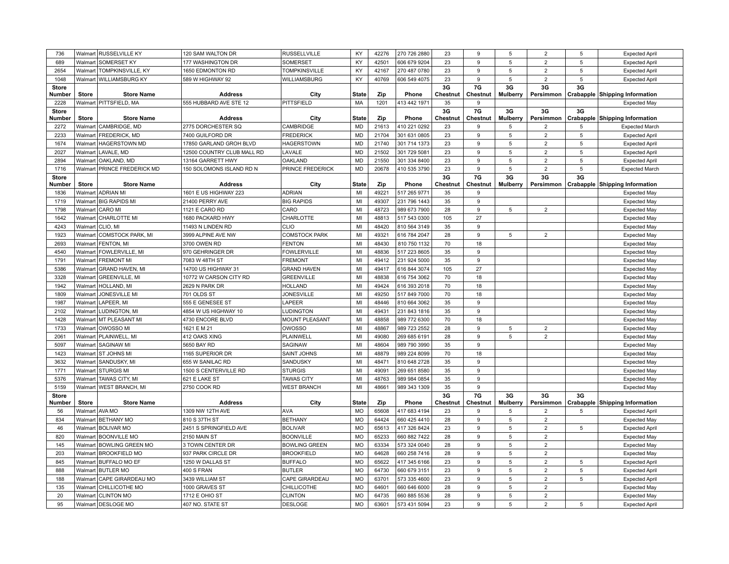| Store Number | Store | Store Name | Address | City | State | Zip | Phone | 3G Chestnut | 7G Chestnut | 3G Mulberry | 3G Persimmon | 3G Crabapple | Shipping Information |
|---|---|---|---|---|---|---|---|---|---|---|---|---|---|
| 736 | Walmart | RUSSELVILLE KY | 120 SAM WALTON DR | RUSSELLVILLE | KY | 42276 | 270 726 2880 | 23 | 9 | 5 | 2 | 5 | Expected April |
| 689 | Walmart | SOMERSET KY | 177 WASHINGTON DR | SOMERSET | KY | 42501 | 606 679 9204 | 23 | 9 | 5 | 2 | 5 | Expected April |
| 2654 | Walmart | TOMPKINSVILLE, KY | 1650 EDMONTON RD | TOMPKINSVILLE | KY | 42167 | 270 487 0780 | 23 | 9 | 5 | 2 | 5 | Expected April |
| 1048 | Walmart | WILLIAMSBURG KY | 589 W HIGHWAY 92 | WILLIAMSBURG | KY | 40769 | 606 549 4075 | 23 | 9 | 5 | 2 | 5 | Expected April |
| **Store Number** | **Store** | **Store Name** | **Address** | **City** | **State** | **Zip** | **Phone** | **3G Chestnut** | **7G Chestnut** | **3G Mulberry** | **3G Persimmon** | **3G Crabapple** | **Shipping Information** |
| 2228 | Walmart | PITTSFIELD, MA | 555 HUBBARD AVE STE 12 | PITTSFIELD | MA | 1201 | 413 442 1971 | 35 | 9 | | | | Expected May |
| **Store Number** | **Store** | **Store Name** | **Address** | **City** | **State** | **Zip** | **Phone** | **3G Chestnut** | **7G Chestnut** | **3G Mulberry** | **3G Persimmon** | **3G Crabapple** | **Shipping Information** |
| 2272 | Walmart | CAMBRIDGE, MD | 2775 DORCHESTER SQ | CAMBRIDGE | MD | 21613 | 410 221 0292 | 23 | 9 | 5 | 2 | 5 | Expected March |
| 2233 | Walmart | FREDERICK, MD | 7400 GUILFORD DR | FREDERICK | MD | 21704 | 301 631 0805 | 23 | 9 | 5 | 2 | 5 | Expected April |
| 1674 | Walmart | HAGERSTOWN MD | 17850 GARLAND GROH BLVD | HAGERSTOWN | MD | 21740 | 301 714 1373 | 23 | 9 | 5 | 2 | 5 | Expected April |
| 2027 | Walmart | LAVALE, MD | 12500 COUNTRY CLUB MALL RD | LAVALE | MD | 21502 | 301 729 5081 | 23 | 9 | 5 | 2 | 5 | Expected April |
| 2894 | Walmart | OAKLAND, MD | 13164 GARRETT HWY | OAKLAND | MD | 21550 | 301 334 8400 | 23 | 9 | 5 | 2 | 5 | Expected April |
| 1716 | Walmart | PRINCE FREDERICK MD | 150 SOLOMONS ISLAND RD N | PRINCE FREDERICK | MD | 20678 | 410 535 3790 | 23 | 9 | 5 | 2 | 5 | Expected March |
| **Store Number** | **Store** | **Store Name** | **Address** | **City** | **State** | **Zip** | **Phone** | **3G Chestnut** | **7G Chestnut** | **3G Mulberry** | **3G Persimmon** | **3G Crabapple** | **Shipping Information** |
| 1836 | Walmart | ADRIAN MI | 1601 E US HIGHWAY 223 | ADRIAN | MI | 49221 | 517 265 9771 | 35 | 9 | | | | Expected May |
| 1719 | Walmart | BIG RAPIDS MI | 21400 PERRY AVE | BIG RAPIDS | MI | 49307 | 231 796 1443 | 35 | 9 | | | | Expected May |
| 1798 | Walmart | CARO MI | 1121 E CARO RD | CARO | MI | 48723 | 989 673 7900 | 28 | 9 | 5 | 2 | | Expected May |
| 1642 | Walmart | CHARLOTTE MI | 1680 PACKARD HWY | CHARLOTTE | MI | 48813 | 517 543 0300 | 105 | 27 | | | | Expected May |
| 4243 | Walmart | CLIO, MI | 11493 N LINDEN RD | CLIO | MI | 48420 | 810 564 3149 | 35 | 9 | | | | Expected May |
| 1923 | Walmart | COMSTOCK PARK, MI | 3999 ALPINE AVE NW | COMSTOCK PARK | MI | 49321 | 616 784 2047 | 28 | 9 | 5 | 2 | | Expected May |
| 2693 | Walmart | FENTON, MI | 3700 OWEN RD | FENTON | MI | 48430 | 810 750 1132 | 70 | 18 | | | | Expected May |
| 4540 | Walmart | FOWLERVILLE, MI | 970 GEHRINGER DR | FOWLERVILLE | MI | 48836 | 517 223 8605 | 35 | 9 | | | | Expected May |
| 1791 | Walmart | FREMONT MI | 7083 W 48TH ST | FREMONT | MI | 49412 | 231 924 5000 | 35 | 9 | | | | Expected May |
| 5386 | Walmart | GRAND HAVEN, MI | 14700 US HIGHWAY 31 | GRAND HAVEN | MI | 49417 | 616 844 3074 | 105 | 27 | | | | Expected May |
| 3328 | Walmart | GREENVILLE, MI | 10772 W CARSON CITY RD | GREENVILLE | MI | 48838 | 616 754 3062 | 70 | 18 | | | | Expected May |
| 1942 | Walmart | HOLLAND, MI | 2629 N PARK DR | HOLLAND | MI | 49424 | 616 393 2018 | 70 | 18 | | | | Expected May |
| 1809 | Walmart | JONESVILLE MI | 701 OLDS ST | JONESVILLE | MI | 49250 | 517 849 7000 | 70 | 18 | | | | Expected May |
| 1987 | Walmart | LAPEER, MI | 555 E GENESEE ST | LAPEER | MI | 48446 | 810 664 3062 | 35 | 9 | | | | Expected May |
| 2102 | Walmart | LUDINGTON, MI | 4854 W US HIGHWAY 10 | LUDINGTON | MI | 49431 | 231 843 1816 | 35 | 9 | | | | Expected May |
| 1428 | Walmart | MT PLEASANT MI | 4730 ENCORE BLVD | MOUNT PLEASANT | MI | 48858 | 989 772 6300 | 70 | 18 | | | | Expected May |
| 1733 | Walmart | OWOSSO MI | 1621 E M 21 | OWOSSO | MI | 48867 | 989 723 2552 | 28 | 9 | 5 | 2 | | Expected May |
| 2061 | Walmart | PLAINWELL, MI | 412 OAKS XING | PLAINWELL | MI | 49080 | 269 685 6191 | 28 | 9 | 5 | 2 | | Expected May |
| 5097 | Walmart | SAGINAW MI | 5650 BAY RD | SAGINAW | MI | 48604 | 989 790 3990 | 35 | 9 | | | | Expected May |
| 1423 | Walmart | ST JOHNS MI | 1165 SUPERIOR DR | SAINT JOHNS | MI | 48879 | 989 224 8099 | 70 | 18 | | | | Expected May |
| 3632 | Walmart | SANDUSKY, MI | 655 W SANILAC RD | SANDUSKY | MI | 48471 | 810 648 2728 | 35 | 9 | | | | Expected May |
| 1771 | Walmart | STURGIS MI | 1500 S CENTERVILLE RD | STURGIS | MI | 49091 | 269 651 8580 | 35 | 9 | | | | Expected May |
| 5376 | Walmart | TAWAS CITY, MI | 621 E LAKE ST | TAWAS CITY | MI | 48763 | 989 984 0854 | 35 | 9 | | | | Expected May |
| 5159 | Walmart | WEST BRANCH, MI | 2750 COOK RD | WEST BRANCH | MI | 48661 | 989 343 1309 | 35 | 9 | | | | Expected May |
| **Store Number** | **Store** | **Store Name** | **Address** | **City** | **State** | **Zip** | **Phone** | **3G Chestnut** | **7G Chestnut** | **3G Mulberry** | **3G Persimmon** | **3G Crabapple** | **Shipping Information** |
| 56 | Walmart | AVA MO | 1309 NW 12TH AVE | AVA | MO | 65608 | 417 683 4194 | 23 | 9 | 5 | 2 | 5 | Expected April |
| 834 | Walmart | BETHANY MO | 810 S 37TH ST | BETHANY | MO | 64424 | 660 425 4410 | 28 | 9 | 5 | 2 | | Expected May |
| 46 | Walmart | BOLIVAR MO | 2451 S SPRINGFIELD AVE | BOLIVAR | MO | 65613 | 417 326 8424 | 23 | 9 | 5 | 2 | 5 | Expected April |
| 820 | Walmart | BOONVILLE MO | 2150 MAIN ST | BOONVILLE | MO | 65233 | 660 882 7422 | 28 | 9 | 5 | 2 | | Expected May |
| 145 | Walmart | BOWLING GREEN MO | 3 TOWN CENTER DR | BOWLING GREEN | MO | 63334 | 573 324 0040 | 28 | 9 | 5 | 2 | | Expected May |
| 203 | Walmart | BROOKFIELD MO | 937 PARK CIRCLE DR | BROOKFIELD | MO | 64628 | 660 258 7416 | 28 | 9 | 5 | 2 | | Expected May |
| 845 | Walmart | BUFFALO MO EF | 1250 W DALLAS ST | BUFFALO | MO | 65622 | 417 345 6166 | 23 | 9 | 5 | 2 | 5 | Expected April |
| 888 | Walmart | BUTLER MO | 400 S FRAN | BUTLER | MO | 64730 | 660 679 3151 | 23 | 9 | 5 | 2 | 5 | Expected April |
| 188 | Walmart | CAPE GIRARDEAU MO | 3439 WILLIAM ST | CAPE GIRARDEAU | MO | 63701 | 573 335 4600 | 23 | 9 | 5 | 2 | 5 | Expected April |
| 135 | Walmart | CHILLICOTHE MO | 1000 GRAVES ST | CHILLICOTHE | MO | 64601 | 660 646 6000 | 28 | 9 | 5 | 2 | | Expected May |
| 20 | Walmart | CLINTON MO | 1712 E OHIO ST | CLINTON | MO | 64735 | 660 885 5536 | 28 | 9 | 5 | 2 | | Expected May |
| 95 | Walmart | DESLOGE MO | 407 NO. STATE ST | DESLOGE | MO | 63601 | 573 431 5094 | 23 | 9 | 5 | 2 | 5 | Expected April |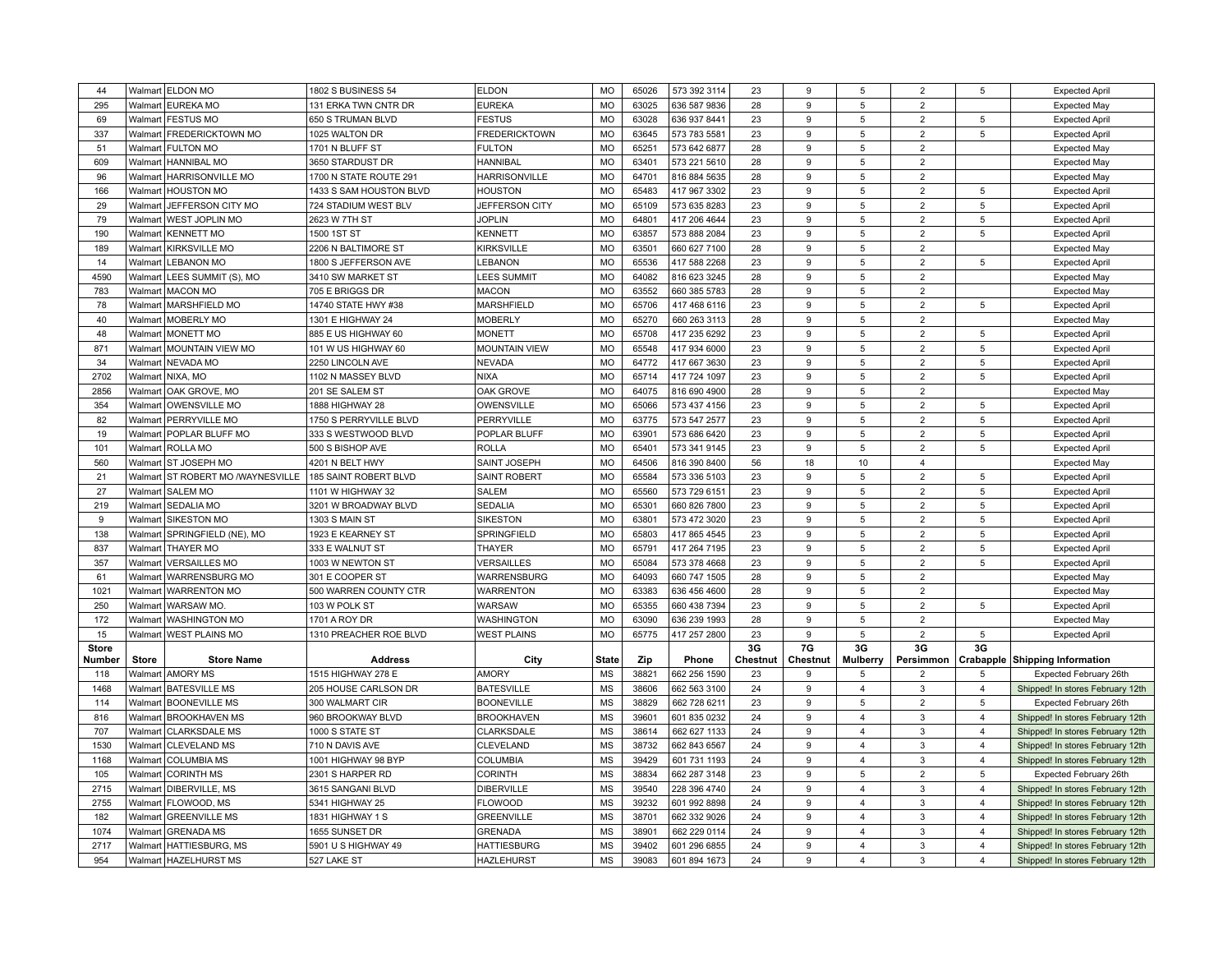| Store Number | Store | Store Name | Address | City | State | Zip | Phone | 3G Chestnut | 7G Chestnut | 3G Mulberry | 3G Persimmon | 3G Crabapple | Shipping Information |
|---|---|---|---|---|---|---|---|---|---|---|---|---|---|
| 44 | Walmart | ELDON MO | 1802 S BUSINESS 54 | ELDON | MO | 65026 | 573 392 3114 | 23 | 9 | 5 | 2 | 5 | Expected April |
| 295 | Walmart | EUREKA MO | 131 ERKA TWN CNTR DR | EUREKA | MO | 63025 | 636 587 9836 | 28 | 9 | 5 | 2 | | Expected May |
| 69 | Walmart | FESTUS MO | 650 S TRUMAN BLVD | FESTUS | MO | 63028 | 636 937 8441 | 23 | 9 | 5 | 2 | 5 | Expected April |
| 337 | Walmart | FREDERICKTOWN MO | 1025 WALTON DR | FREDERICKTOWN | MO | 63645 | 573 783 5581 | 23 | 9 | 5 | 2 | 5 | Expected April |
| 51 | Walmart | FULTON MO | 1701 N BLUFF ST | FULTON | MO | 65251 | 573 642 6877 | 28 | 9 | 5 | 2 | | Expected May |
| 609 | Walmart | HANNIBAL MO | 3650 STARDUST DR | HANNIBAL | MO | 63401 | 573 221 5610 | 28 | 9 | 5 | 2 | | Expected May |
| 96 | Walmart | HARRISONVILLE MO | 1700 N STATE ROUTE 291 | HARRISONVILLE | MO | 64701 | 816 884 5635 | 28 | 9 | 5 | 2 | | Expected May |
| 166 | Walmart | HOUSTON MO | 1433 S SAM HOUSTON BLVD | HOUSTON | MO | 65483 | 417 967 3302 | 23 | 9 | 5 | 2 | 5 | Expected April |
| 29 | Walmart | JEFFERSON CITY MO | 724 STADIUM WEST BLV | JEFFERSON CITY | MO | 65109 | 573 635 8283 | 23 | 9 | 5 | 2 | 5 | Expected April |
| 79 | Walmart | WEST JOPLIN MO | 2623 W 7TH ST | JOPLIN | MO | 64801 | 417 206 4644 | 23 | 9 | 5 | 2 | 5 | Expected April |
| 190 | Walmart | KENNETT MO | 1500 1ST ST | KENNETT | MO | 63857 | 573 888 2084 | 23 | 9 | 5 | 2 | 5 | Expected April |
| 189 | Walmart | KIRKSVILLE MO | 2206 N BALTIMORE ST | KIRKSVILLE | MO | 63501 | 660 627 7100 | 28 | 9 | 5 | 2 | | Expected May |
| 14 | Walmart | LEBANON MO | 1800 S JEFFERSON AVE | LEBANON | MO | 65536 | 417 588 2268 | 23 | 9 | 5 | 2 | 5 | Expected April |
| 4590 | Walmart | LEES SUMMIT (S), MO | 3410 SW MARKET ST | LEES SUMMIT | MO | 64082 | 816 623 3245 | 28 | 9 | 5 | 2 | | Expected May |
| 783 | Walmart | MACON MO | 705 E BRIGGS DR | MACON | MO | 63552 | 660 385 5783 | 28 | 9 | 5 | 2 | | Expected May |
| 78 | Walmart | MARSHFIELD MO | 14740 STATE HWY #38 | MARSHFIELD | MO | 65706 | 417 468 6116 | 23 | 9 | 5 | 2 | 5 | Expected April |
| 40 | Walmart | MOBERLY MO | 1301 E HIGHWAY 24 | MOBERLY | MO | 65270 | 660 263 3113 | 28 | 9 | 5 | 2 | | Expected May |
| 48 | Walmart | MONETT MO | 885 E US HIGHWAY 60 | MONETT | MO | 65708 | 417 235 6292 | 23 | 9 | 5 | 2 | 5 | Expected April |
| 871 | Walmart | MOUNTAIN VIEW MO | 101 W US HIGHWAY 60 | MOUNTAIN VIEW | MO | 65548 | 417 934 6000 | 23 | 9 | 5 | 2 | 5 | Expected April |
| 34 | Walmart | NEVADA MO | 2250 LINCOLN AVE | NEVADA | MO | 64772 | 417 667 3630 | 23 | 9 | 5 | 2 | 5 | Expected April |
| 2702 | Walmart | NIXA, MO | 1102 N MASSEY BLVD | NIXA | MO | 65714 | 417 724 1097 | 23 | 9 | 5 | 2 | 5 | Expected April |
| 2856 | Walmart | OAK GROVE, MO | 201 SE SALEM ST | OAK GROVE | MO | 64075 | 816 690 4900 | 28 | 9 | 5 | 2 | | Expected May |
| 354 | Walmart | OWENSVILLE MO | 1888 HIGHWAY 28 | OWENSVILLE | MO | 65066 | 573 437 4156 | 23 | 9 | 5 | 2 | 5 | Expected April |
| 82 | Walmart | PERRYVILLE MO | 1750 S PERRYVILLE BLVD | PERRYVILLE | MO | 63775 | 573 547 2577 | 23 | 9 | 5 | 2 | 5 | Expected April |
| 19 | Walmart | POPLAR BLUFF MO | 333 S WESTWOOD BLVD | POPLAR BLUFF | MO | 63901 | 573 686 6420 | 23 | 9 | 5 | 2 | 5 | Expected April |
| 101 | Walmart | ROLLA MO | 500 S BISHOP AVE | ROLLA | MO | 65401 | 573 341 9145 | 23 | 9 | 5 | 2 | 5 | Expected April |
| 560 | Walmart | ST JOSEPH MO | 4201 N BELT HWY | SAINT JOSEPH | MO | 64506 | 816 390 8400 | 56 | 18 | 10 | 4 | | Expected May |
| 21 | Walmart | ST ROBERT MO /WAYNESVILLE | 185 SAINT ROBERT BLVD | SAINT ROBERT | MO | 65584 | 573 336 5103 | 23 | 9 | 5 | 2 | 5 | Expected April |
| 27 | Walmart | SALEM MO | 1101 W HIGHWAY 32 | SALEM | MO | 65560 | 573 729 6151 | 23 | 9 | 5 | 2 | 5 | Expected April |
| 219 | Walmart | SEDALIA MO | 3201 W BROADWAY BLVD | SEDALIA | MO | 65301 | 660 826 7800 | 23 | 9 | 5 | 2 | 5 | Expected April |
| 9 | Walmart | SIKESTON MO | 1303 S MAIN ST | SIKESTON | MO | 63801 | 573 472 3020 | 23 | 9 | 5 | 2 | 5 | Expected April |
| 138 | Walmart | SPRINGFIELD (NE), MO | 1923 E KEARNEY ST | SPRINGFIELD | MO | 65803 | 417 865 4545 | 23 | 9 | 5 | 2 | 5 | Expected April |
| 837 | Walmart | THAYER MO | 333 E WALNUT ST | THAYER | MO | 65791 | 417 264 7195 | 23 | 9 | 5 | 2 | 5 | Expected April |
| 357 | Walmart | VERSAILLES MO | 1003 W NEWTON ST | VERSAILLES | MO | 65084 | 573 378 4668 | 23 | 9 | 5 | 2 | 5 | Expected April |
| 61 | Walmart | WARRENSBURG MO | 301 E COOPER ST | WARRENSBURG | MO | 64093 | 660 747 1505 | 28 | 9 | 5 | 2 | | Expected May |
| 1021 | Walmart | WARRENTON MO | 500 WARREN COUNTY CTR | WARRENTON | MO | 63383 | 636 456 4600 | 28 | 9 | 5 | 2 | | Expected May |
| 250 | Walmart | WARSAW MO. | 103 W POLK ST | WARSAW | MO | 65355 | 660 438 7394 | 23 | 9 | 5 | 2 | 5 | Expected April |
| 172 | Walmart | WASHINGTON MO | 1701 A ROY DR | WASHINGTON | MO | 63090 | 636 239 1993 | 28 | 9 | 5 | 2 | | Expected May |
| 15 | Walmart | WEST PLAINS MO | 1310 PREACHER ROE BLVD | WEST PLAINS | MO | 65775 | 417 257 2800 | 23 | 9 | 5 | 2 | 5 | Expected April |

| Store Number | Store | Store Name | Address | City | State | Zip | Phone | 3G Chestnut | 7G Chestnut | 3G Mulberry | 3G Persimmon | 3G Crabapple | Shipping Information |
|---|---|---|---|---|---|---|---|---|---|---|---|---|---|
| 118 | Walmart | AMORY MS | 1515 HIGHWAY 278 E | AMORY | MS | 38821 | 662 256 1590 | 23 | 9 | 5 | 2 | 5 | Expected February 26th |
| 1468 | Walmart | BATESVILLE MS | 205 HOUSE CARLSON DR | BATESVILLE | MS | 38606 | 662 563 3100 | 24 | 9 | 4 | 3 | 4 | Shipped! In stores February 12th |
| 114 | Walmart | BOONEVILLE MS | 300 WALMART CIR | BOONEVILLE | MS | 38829 | 662 728 6211 | 23 | 9 | 5 | 2 | 5 | Expected February 26th |
| 816 | Walmart | BROOKHAVEN MS | 960 BROOKWAY BLVD | BROOKHAVEN | MS | 39601 | 601 835 0232 | 24 | 9 | 4 | 3 | 4 | Shipped! In stores February 12th |
| 707 | Walmart | CLARKSDALE MS | 1000 S STATE ST | CLARKSDALE | MS | 38614 | 662 627 1133 | 24 | 9 | 4 | 3 | 4 | Shipped! In stores February 12th |
| 1530 | Walmart | CLEVELAND MS | 710 N DAVIS AVE | CLEVELAND | MS | 38732 | 662 843 6567 | 24 | 9 | 4 | 3 | 4 | Shipped! In stores February 12th |
| 1168 | Walmart | COLUMBIA MS | 1001 HIGHWAY 98 BYP | COLUMBIA | MS | 39429 | 601 731 1193 | 24 | 9 | 4 | 3 | 4 | Shipped! In stores February 12th |
| 105 | Walmart | CORINTH MS | 2301 S HARPER RD | CORINTH | MS | 38834 | 662 287 3148 | 23 | 9 | 5 | 2 | 5 | Expected February 26th |
| 2715 | Walmart | DIBERVILLE, MS | 3615 SANGANI BLVD | DIBERVILLE | MS | 39540 | 228 396 4740 | 24 | 9 | 4 | 3 | 4 | Shipped! In stores February 12th |
| 2755 | Walmart | FLOWOOD, MS | 5341 HIGHWAY 25 | FLOWOOD | MS | 39232 | 601 992 8898 | 24 | 9 | 4 | 3 | 4 | Shipped! In stores February 12th |
| 182 | Walmart | GREENVILLE MS | 1831 HIGHWAY 1 S | GREENVILLE | MS | 38701 | 662 332 9026 | 24 | 9 | 4 | 3 | 4 | Shipped! In stores February 12th |
| 1074 | Walmart | GRENADA MS | 1655 SUNSET DR | GRENADA | MS | 38901 | 662 229 0114 | 24 | 9 | 4 | 3 | 4 | Shipped! In stores February 12th |
| 2717 | Walmart | HATTIESBURG, MS | 5901 U S HIGHWAY 49 | HATTIESBURG | MS | 39402 | 601 296 6855 | 24 | 9 | 4 | 3 | 4 | Shipped! In stores February 12th |
| 954 | Walmart | HAZLEHURST MS | 527 LAKE ST | HAZLEHURST | MS | 39083 | 601 894 1673 | 24 | 9 | 4 | 3 | 4 | Shipped! In stores February 12th |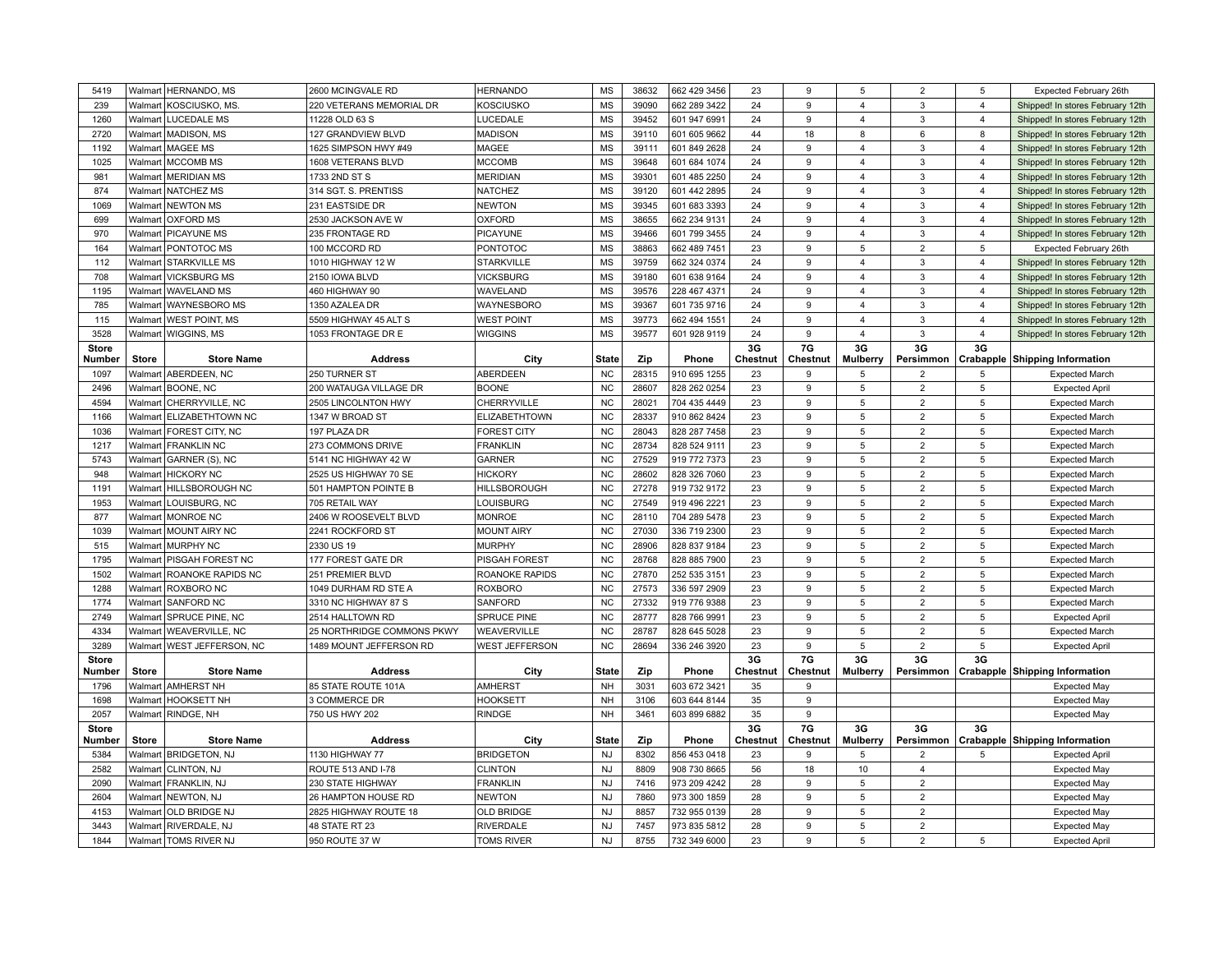| Store Number | Store | Store Name | Address | City | State | Zip | Phone | 3G Chestnut | 7G Chestnut | 3G Mulberry | 3G Persimmon | 3G Crabapple | Shipping Information |
|---|---|---|---|---|---|---|---|---|---|---|---|---|---|
| 5419 | Walmart | HERNANDO, MS | 2600 MCINGVALE RD | HERNANDO | MS | 38632 | 662 429 3456 | 23 | 9 | 5 | 2 | 5 | Expected February 26th |
| 239 | Walmart | KOSCIUSKO, MS. | 220 VETERANS MEMORIAL DR | KOSCIUSKO | MS | 39090 | 662 289 3422 | 24 | 9 | 4 | 3 | 4 | Shipped! In stores February 12th |
| 1260 | Walmart | LUCEDALE MS | 11228 OLD 63 S | LUCEDALE | MS | 39452 | 601 947 6991 | 24 | 9 | 4 | 3 | 4 | Shipped! In stores February 12th |
| 2720 | Walmart | MADISON, MS | 127 GRANDVIEW BLVD | MADISON | MS | 39110 | 601 605 9662 | 44 | 18 | 8 | 6 | 8 | Shipped! In stores February 12th |
| 1192 | Walmart | MAGEE MS | 1625 SIMPSON HWY #49 | MAGEE | MS | 39111 | 601 849 2628 | 24 | 9 | 4 | 3 | 4 | Shipped! In stores February 12th |
| 1025 | Walmart | MCCOMB MS | 1608 VETERANS BLVD | MCCOMB | MS | 39648 | 601 684 1074 | 24 | 9 | 4 | 3 | 4 | Shipped! In stores February 12th |
| 981 | Walmart | MERIDIAN MS | 1733 2ND ST S | MERIDIAN | MS | 39301 | 601 485 2250 | 24 | 9 | 4 | 3 | 4 | Shipped! In stores February 12th |
| 874 | Walmart | NATCHEZ MS | 314 SGT. S. PRENTISS | NATCHEZ | MS | 39120 | 601 442 2895 | 24 | 9 | 4 | 3 | 4 | Shipped! In stores February 12th |
| 1069 | Walmart | NEWTON MS | 231 EASTSIDE DR | NEWTON | MS | 39345 | 601 683 3393 | 24 | 9 | 4 | 3 | 4 | Shipped! In stores February 12th |
| 699 | Walmart | OXFORD MS | 2530 JACKSON AVE W | OXFORD | MS | 38655 | 662 234 9131 | 24 | 9 | 4 | 3 | 4 | Shipped! In stores February 12th |
| 970 | Walmart | PICAYUNE MS | 235 FRONTAGE RD | PICAYUNE | MS | 39466 | 601 799 3455 | 24 | 9 | 4 | 3 | 4 | Shipped! In stores February 12th |
| 164 | Walmart | PONTOTOC MS | 100 MCCORD RD | PONTOTOC | MS | 38863 | 662 489 7451 | 23 | 9 | 5 | 2 | 5 | Expected February 26th |
| 112 | Walmart | STARKVILLE MS | 1010 HIGHWAY 12 W | STARKVILLE | MS | 39759 | 662 324 0374 | 24 | 9 | 4 | 3 | 4 | Shipped! In stores February 12th |
| 708 | Walmart | VICKSBURG MS | 2150 IOWA BLVD | VICKSBURG | MS | 39180 | 601 638 9164 | 24 | 9 | 4 | 3 | 4 | Shipped! In stores February 12th |
| 1195 | Walmart | WAVELAND MS | 460 HIGHWAY 90 | WAVELAND | MS | 39576 | 228 467 4371 | 24 | 9 | 4 | 3 | 4 | Shipped! In stores February 12th |
| 785 | Walmart | WAYNESBORO MS | 1350 AZALEA DR | WAYNESBORO | MS | 39367 | 601 735 9716 | 24 | 9 | 4 | 3 | 4 | Shipped! In stores February 12th |
| 115 | Walmart | WEST POINT, MS | 5509 HIGHWAY 45 ALT S | WEST POINT | MS | 39773 | 662 494 1551 | 24 | 9 | 4 | 3 | 4 | Shipped! In stores February 12th |
| 3528 | Walmart | WIGGINS, MS | 1053 FRONTAGE DR E | WIGGINS | MS | 39577 | 601 928 9119 | 24 | 9 | 4 | 3 | 4 | Shipped! In stores February 12th |

| Store Number | Store | Store Name | Address | City | State | Zip | Phone | 3G Chestnut | 7G Chestnut | 3G Mulberry | 3G Persimmon | 3G Crabapple | Shipping Information |
|---|---|---|---|---|---|---|---|---|---|---|---|---|---|
| 1097 | Walmart | ABERDEEN, NC | 250 TURNER ST | ABERDEEN | NC | 28315 | 910 695 1255 | 23 | 9 | 5 | 2 | 5 | Expected March |
| 2496 | Walmart | BOONE, NC | 200 WATAUGA VILLAGE DR | BOONE | NC | 28607 | 828 262 0254 | 23 | 9 | 5 | 2 | 5 | Expected April |
| 4594 | Walmart | CHERRYVILLE, NC | 2505 LINCOLNTON HWY | CHERRYVILLE | NC | 28021 | 704 435 4449 | 23 | 9 | 5 | 2 | 5 | Expected March |
| 1166 | Walmart | ELIZABETHTOWN NC | 1347 W BROAD ST | ELIZABETHTOWN | NC | 28337 | 910 862 8424 | 23 | 9 | 5 | 2 | 5 | Expected March |
| 1036 | Walmart | FOREST CITY, NC | 197 PLAZA DR | FOREST CITY | NC | 28043 | 828 287 7458 | 23 | 9 | 5 | 2 | 5 | Expected March |
| 1217 | Walmart | FRANKLIN NC | 273 COMMONS DRIVE | FRANKLIN | NC | 28734 | 828 524 9111 | 23 | 9 | 5 | 2 | 5 | Expected March |
| 5743 | Walmart | GARNER (S), NC | 5141 NC HIGHWAY 42 W | GARNER | NC | 27529 | 919 772 7373 | 23 | 9 | 5 | 2 | 5 | Expected March |
| 948 | Walmart | HICKORY NC | 2525 US HIGHWAY 70 SE | HICKORY | NC | 28602 | 828 326 7060 | 23 | 9 | 5 | 2 | 5 | Expected March |
| 1191 | Walmart | HILLSBOROUGH NC | 501 HAMPTON POINTE B | HILLSBOROUGH | NC | 27278 | 919 732 9172 | 23 | 9 | 5 | 2 | 5 | Expected March |
| 1953 | Walmart | LOUISBURG, NC | 705 RETAIL WAY | LOUISBURG | NC | 27549 | 919 496 2221 | 23 | 9 | 5 | 2 | 5 | Expected March |
| 877 | Walmart | MONROE NC | 2406 W ROOSEVELT BLVD | MONROE | NC | 28110 | 704 289 5478 | 23 | 9 | 5 | 2 | 5 | Expected March |
| 1039 | Walmart | MOUNT AIRY NC | 2241 ROCKFORD ST | MOUNT AIRY | NC | 27030 | 336 719 2300 | 23 | 9 | 5 | 2 | 5 | Expected March |
| 515 | Walmart | MURPHY NC | 2330 US 19 | MURPHY | NC | 28906 | 828 837 9184 | 23 | 9 | 5 | 2 | 5 | Expected March |
| 1795 | Walmart | PISGAH FOREST NC | 177 FOREST GATE DR | PISGAH FOREST | NC | 28768 | 828 885 7900 | 23 | 9 | 5 | 2 | 5 | Expected March |
| 1502 | Walmart | ROANOKE RAPIDS NC | 251 PREMIER BLVD | ROANOKE RAPIDS | NC | 27870 | 252 535 3151 | 23 | 9 | 5 | 2 | 5 | Expected March |
| 1288 | Walmart | ROXBORO NC | 1049 DURHAM RD STE A | ROXBORO | NC | 27573 | 336 597 2909 | 23 | 9 | 5 | 2 | 5 | Expected March |
| 1774 | Walmart | SANFORD NC | 3310 NC HIGHWAY 87 S | SANFORD | NC | 27332 | 919 776 9388 | 23 | 9 | 5 | 2 | 5 | Expected March |
| 2749 | Walmart | SPRUCE PINE, NC | 2514 HALLTOWN RD | SPRUCE PINE | NC | 28777 | 828 766 9991 | 23 | 9 | 5 | 2 | 5 | Expected April |
| 4334 | Walmart | WEAVERVILLE, NC | 25 NORTHRIDGE COMMONS PKWY | WEAVERVILLE | NC | 28787 | 828 645 5028 | 23 | 9 | 5 | 2 | 5 | Expected March |
| 3289 | Walmart | WEST JEFFERSON, NC | 1489 MOUNT JEFFERSON RD | WEST JEFFERSON | NC | 28694 | 336 246 3920 | 23 | 9 | 5 | 2 | 5 | Expected April |

| Store Number | Store | Store Name | Address | City | State | Zip | Phone | 3G Chestnut | 7G Chestnut | 3G Mulberry | 3G Persimmon | 3G Crabapple | Shipping Information |
|---|---|---|---|---|---|---|---|---|---|---|---|---|---|
| 1796 | Walmart | AMHERST NH | 85 STATE ROUTE 101A | AMHERST | NH | 3031 | 603 672 3421 | 35 | 9 | | | | Expected May |
| 1698 | Walmart | HOOKSETT NH | 3 COMMERCE DR | HOOKSETT | NH | 3106 | 603 644 8144 | 35 | 9 | | | | Expected May |
| 2057 | Walmart | RINDGE, NH | 750 US HWY 202 | RINDGE | NH | 3461 | 603 899 6882 | 35 | 9 | | | | Expected May |

| Store Number | Store | Store Name | Address | City | State | Zip | Phone | 3G Chestnut | 7G Chestnut | 3G Mulberry | 3G Persimmon | 3G Crabapple | Shipping Information |
|---|---|---|---|---|---|---|---|---|---|---|---|---|---|
| 5384 | Walmart | BRIDGETON, NJ | 1130 HIGHWAY 77 | BRIDGETON | NJ | 8302 | 856 453 0418 | 23 | 9 | 5 | 2 | 5 | Expected April |
| 2582 | Walmart | CLINTON, NJ | ROUTE 513 AND I-78 | CLINTON | NJ | 8809 | 908 730 8665 | 56 | 18 | 10 | 4 | | Expected May |
| 2090 | Walmart | FRANKLIN, NJ | 230 STATE HIGHWAY | FRANKLIN | NJ | 7416 | 973 209 4242 | 28 | 9 | 5 | 2 | | Expected May |
| 2604 | Walmart | NEWTON, NJ | 26 HAMPTON HOUSE RD | NEWTON | NJ | 7860 | 973 300 1859 | 28 | 9 | 5 | 2 | | Expected May |
| 4153 | Walmart | OLD BRIDGE NJ | 2825 HIGHWAY ROUTE 18 | OLD BRIDGE | NJ | 8857 | 732 955 0139 | 28 | 9 | 5 | 2 | | Expected May |
| 3443 | Walmart | RIVERDALE, NJ | 48 STATE RT 23 | RIVERDALE | NJ | 7457 | 973 835 5812 | 28 | 9 | 5 | 2 | | Expected May |
| 1844 | Walmart | TOMS RIVER NJ | 950 ROUTE 37 W | TOMS RIVER | NJ | 8755 | 732 349 6000 | 23 | 9 | 5 | 2 | 5 | Expected April |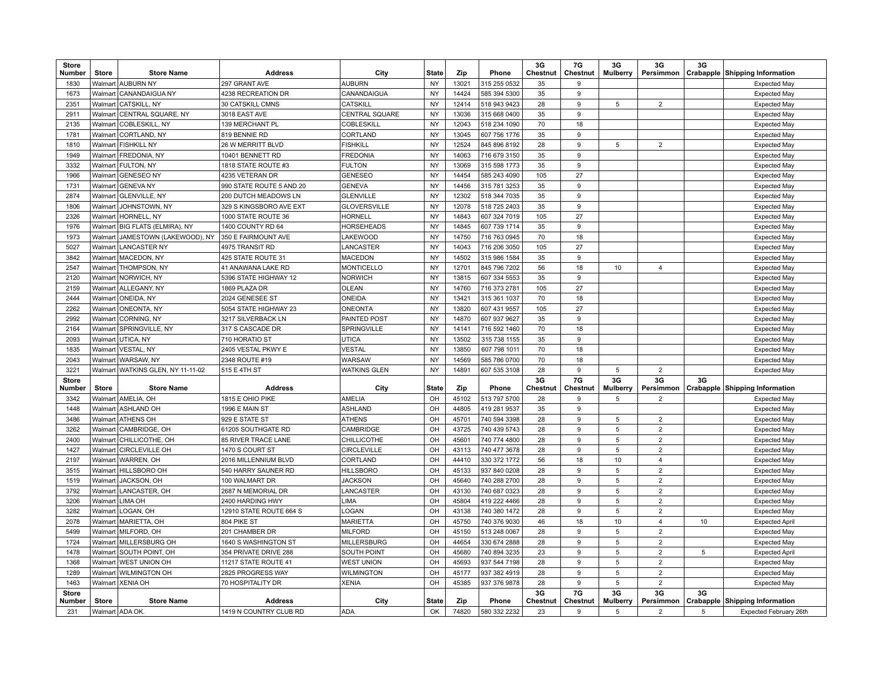| Store Number | Store | Store Name | Address | City | State | Zip | Phone | 3G Chestnut | 7G Chestnut | 3G Mulberry | 3G Persimmon | 3G Crabapple | Shipping Information |
|---|---|---|---|---|---|---|---|---|---|---|---|---|---|
| 1830 | Walmart | AUBURN NY | 297 GRANT AVE | AUBURN | NY | 13021 | 315 255 0532 | 35 | 9 | | | | Expected May |
| 1673 | Walmart | CANANDAIGUA NY | 4238 RECREATION DR | CANANDAIGUA | NY | 14424 | 585 394 5300 | 35 | 9 | | | | Expected May |
| 2351 | Walmart | CATSKILL, NY | 30 CATSKILL CMNS | CATSKILL | NY | 12414 | 518 943 9423 | 28 | 9 | 5 | 2 | | Expected May |
| 2911 | Walmart | CENTRAL SQUARE, NY | 3018 EAST AVE | CENTRAL SQUARE | NY | 13036 | 315 668 0400 | 35 | 9 | | | | Expected May |
| 2135 | Walmart | COBLESKILL, NY | 139 MERCHANT PL | COBLESKILL | NY | 12043 | 518 234 1090 | 70 | 18 | | | | Expected May |
| 1781 | Walmart | CORTLAND, NY | 819 BENNIE RD | CORTLAND | NY | 13045 | 607 756 1776 | 35 | 9 | | | | Expected May |
| 1810 | Walmart | FISHKILL NY | 26 W MERRITT BLVD | FISHKILL | NY | 12524 | 845 896 8192 | 28 | 9 | 5 | 2 | | Expected May |
| 1949 | Walmart | FREDONIA, NY | 10401 BENNETT RD | FREDONIA | NY | 14063 | 716 679 3150 | 35 | 9 | | | | Expected May |
| 3332 | Walmart | FULTON, NY | 1818 STATE ROUTE #3 | FULTON | NY | 13069 | 315 598 1773 | 35 | 9 | | | | Expected May |
| 1966 | Walmart | GENESEO NY | 4235 VETERAN DR | GENESEO | NY | 14454 | 585 243 4090 | 105 | 27 | | | | Expected May |
| 1731 | Walmart | GENEVA NY | 990 STATE ROUTE 5 AND 20 | GENEVA | NY | 14456 | 315 781 3253 | 35 | 9 | | | | Expected May |
| 2874 | Walmart | GLENVILLE, NY | 200 DUTCH MEADOWS LN | GLENVILLE | NY | 12302 | 518 344 7035 | 35 | 9 | | | | Expected May |
| 1806 | Walmart | JOHNSTOWN, NY | 329 S KINGSBORO AVE EXT | GLOVERSVILLE | NY | 12078 | 518 725 2403 | 35 | 9 | | | | Expected May |
| 2326 | Walmart | HORNELL, NY | 1000 STATE ROUTE 36 | HORNELL | NY | 14843 | 607 324 7019 | 105 | 27 | | | | Expected May |
| 1976 | Walmart | BIG FLATS (ELMIRA), NY | 1400 COUNTY RD 64 | HORSEHEADS | NY | 14845 | 607 739 1714 | 35 | 9 | | | | Expected May |
| 1973 | Walmart | JAMESTOWN (LAKEWOOD), NY | 350 E FAIRMOUNT AVE | LAKEWOOD | NY | 14750 | 716 763 0945 | 70 | 18 | | | | Expected May |
| 5027 | Walmart | LANCASTER NY | 4975 TRANSIT RD | LANCASTER | NY | 14043 | 716 206 3050 | 105 | 27 | | | | Expected May |
| 3842 | Walmart | MACEDON, NY | 425 STATE ROUTE 31 | MACEDON | NY | 14502 | 315 986 1584 | 35 | 9 | | | | Expected May |
| 2547 | Walmart | THOMPSON, NY | 41 ANAWANA LAKE RD | MONTICELLO | NY | 12701 | 845 796 7202 | 56 | 18 | 10 | 4 | | Expected May |
| 2120 | Walmart | NORWICH, NY | 5396 STATE HIGHWAY 12 | NORWICH | NY | 13815 | 607 334 5553 | 35 | 9 | | | | Expected May |
| 2159 | Walmart | ALLEGANY, NY | 1869 PLAZA DR | OLEAN | NY | 14760 | 716 373 2781 | 105 | 27 | | | | Expected May |
| 2444 | Walmart | ONEIDA, NY | 2024 GENESEE ST | ONEIDA | NY | 13421 | 315 361 1037 | 70 | 18 | | | | Expected May |
| 2262 | Walmart | ONEONTA, NY | 5054 STATE HIGHWAY 23 | ONEONTA | NY | 13820 | 607 431 9557 | 105 | 27 | | | | Expected May |
| 2992 | Walmart | CORNING, NY | 3217 SILVERBACK LN | PAINTED POST | NY | 14870 | 607 937 9627 | 35 | 9 | | | | Expected May |
| 2164 | Walmart | SPRINGVILLE, NY | 317 S CASCADE DR | SPRINGVILLE | NY | 14141 | 716 592 1460 | 70 | 18 | | | | Expected May |
| 2093 | Walmart | UTICA, NY | 710 HORATIO ST | UTICA | NY | 13502 | 315 738 1155 | 35 | 9 | | | | Expected May |
| 1835 | Walmart | VESTAL, NY | 2405 VESTAL PKWY E | VESTAL | NY | 13850 | 607 798 1011 | 70 | 18 | | | | Expected May |
| 2043 | Walmart | WARSAW, NY | 2348 ROUTE #19 | WARSAW | NY | 14569 | 585 786 0700 | 70 | 18 | | | | Expected May |
| 3221 | Walmart | WATKINS GLEN, NY 11-11-02 | 515 E 4TH ST | WATKINS GLEN | NY | 14891 | 607 535 3108 | 28 | 9 | 5 | 2 | | Expected May |

| Store Number | Store | Store Name | Address | City | State | Zip | Phone | 3G Chestnut | 7G Chestnut | 3G Mulberry | 3G Persimmon | 3G Crabapple | Shipping Information |
|---|---|---|---|---|---|---|---|---|---|---|---|---|---|
| 3342 | Walmart | AMELIA, OH | 1815 E OHIO PIKE | AMELIA | OH | 45102 | 513 797 5700 | 28 | 9 | 5 | 2 | | Expected May |
| 1448 | Walmart | ASHLAND OH | 1996 E MAIN ST | ASHLAND | OH | 44805 | 419 281 9537 | 35 | 9 | | | | Expected May |
| 3486 | Walmart | ATHENS OH | 929 E STATE ST | ATHENS | OH | 45701 | 740 594 3398 | 28 | 9 | 5 | 2 | | Expected May |
| 3262 | Walmart | CAMBRIDGE, OH | 61205 SOUTHGATE RD | CAMBRIDGE | OH | 43725 | 740 439 5743 | 28 | 9 | 5 | 2 | | Expected May |
| 2400 | Walmart | CHILLICOTHE, OH | 85 RIVER TRACE LANE | CHILLICOTHE | OH | 45601 | 740 774 4800 | 28 | 9 | 5 | 2 | | Expected May |
| 1427 | Walmart | CIRCLEVILLE OH | 1470 S COURT ST | CIRCLEVILLE | OH | 43113 | 740 477 3678 | 28 | 9 | 5 | 2 | | Expected May |
| 2197 | Walmart | WARREN, OH | 2016 MILLENNIUM BLVD | CORTLAND | OH | 44410 | 330 372 1772 | 56 | 18 | 10 | 4 | | Expected May |
| 3515 | Walmart | HILLSBORO OH | 540 HARRY SAUNER RD | HILLSBORO | OH | 45133 | 937 840 0208 | 28 | 9 | 5 | 2 | | Expected May |
| 1519 | Walmart | JACKSON, OH | 100 WALMART DR | JACKSON | OH | 45640 | 740 288 2700 | 28 | 9 | 5 | 2 | | Expected May |
| 3792 | Walmart | LANCASTER, OH | 2687 N MEMORIAL DR | LANCASTER | OH | 43130 | 740 687 0323 | 28 | 9 | 5 | 2 | | Expected May |
| 3206 | Walmart | LIMA OH | 2400 HARDING HWY | LIMA | OH | 45804 | 419 222 4466 | 28 | 9 | 5 | 2 | | Expected May |
| 3282 | Walmart | LOGAN, OH | 12910 STATE ROUTE 664 S | LOGAN | OH | 43138 | 740 380 1472 | 28 | 9 | 5 | 2 | | Expected May |
| 2078 | Walmart | MARIETTA, OH | 804 PIKE ST | MARIETTA | OH | 45750 | 740 376 9030 | 46 | 18 | 10 | 4 | 10 | Expected April |
| 5499 | Walmart | MILFORD, OH | 201 CHAMBER DR | MILFORD | OH | 45150 | 513 248 0067 | 28 | 9 | 5 | 2 | | Expected May |
| 1724 | Walmart | MILLERSBURG OH | 1640 S WASHINGTON ST | MILLERSBURG | OH | 44654 | 330 674 2888 | 28 | 9 | 5 | 2 | | Expected May |
| 1478 | Walmart | SOUTH POINT, OH | 354 PRIVATE DRIVE 288 | SOUTH POINT | OH | 45680 | 740 894 3235 | 23 | 9 | 5 | 2 | 5 | Expected April |
| 1368 | Walmart | WEST UNION OH | 11217 STATE ROUTE 41 | WEST UNION | OH | 45693 | 937 544 7198 | 28 | 9 | 5 | 2 | | Expected May |
| 1289 | Walmart | WILMINGTON OH | 2825 PROGRESS WAY | WILMINGTON | OH | 45177 | 937 382 4919 | 28 | 9 | 5 | 2 | | Expected May |
| 1463 | Walmart | XENIA OH | 70 HOSPITALITY DR | XENIA | OH | 45385 | 937 376 9878 | 28 | 9 | 5 | 2 | | Expected May |

| Store Number | Store | Store Name | Address | City | State | Zip | Phone | 3G Chestnut | 7G Chestnut | 3G Mulberry | 3G Persimmon | 3G Crabapple | Shipping Information |
|---|---|---|---|---|---|---|---|---|---|---|---|---|---|
| 231 | Walmart | ADA OK. | 1419 N COUNTRY CLUB RD | ADA | OK | 74820 | 580 332 2232 | 23 | 9 | 5 | 2 | 5 | Expected February 26th |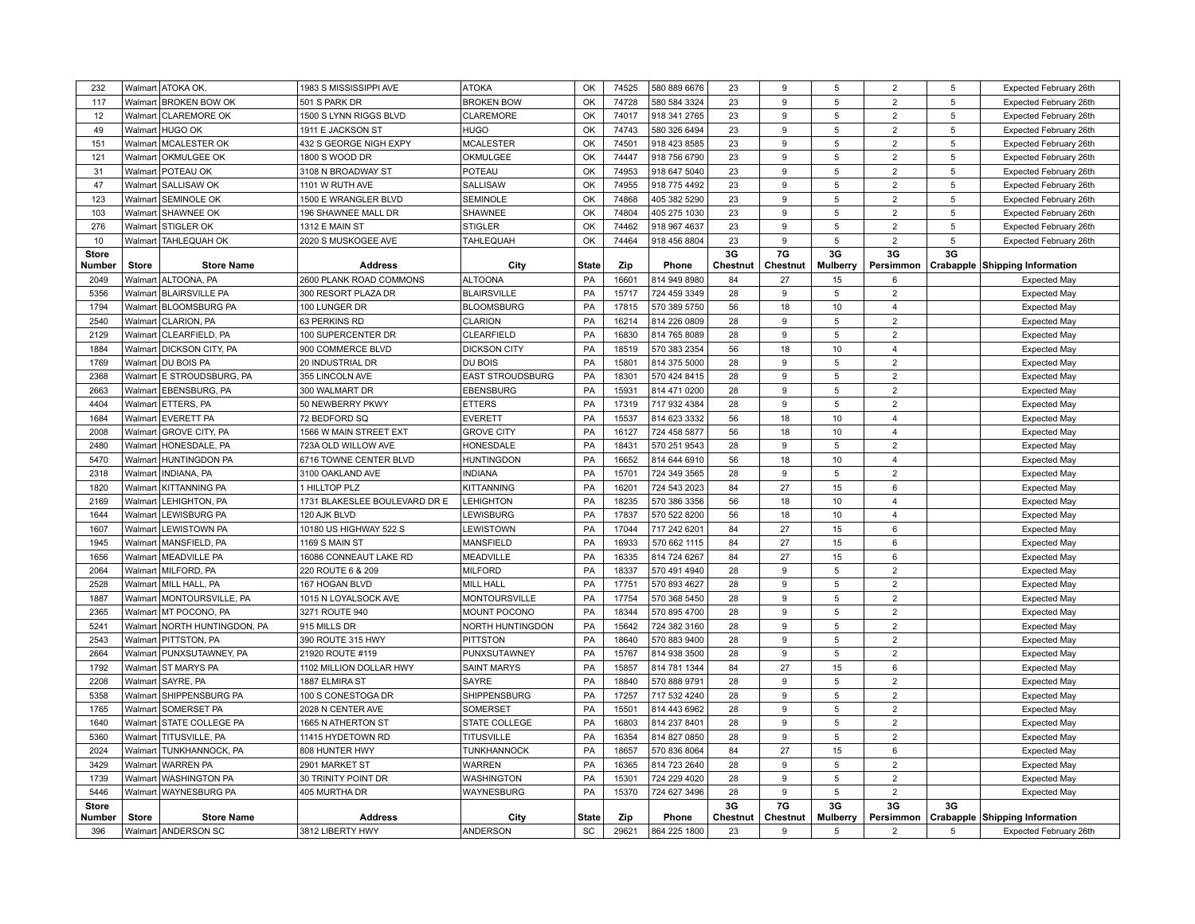| 232 | Walmart | ATOKA OK. | 1983 S MISSISSIPPI AVE | ATOKA | OK | 74525 | 580 889 6676 | 23 | 9 | 5 | 2 | 5 | Expected February 26th |
|---|---|---|---|---|---|---|---|---|---|---|---|---|---|
| 117 | Walmart | BROKEN BOW OK | 501 S PARK DR | BROKEN BOW | OK | 74728 | 580 584 3324 | 23 | 9 | 5 | 2 | 5 | Expected February 26th |
| 12 | Walmart | CLAREMORE OK | 1500 S LYNN RIGGS BLVD | CLAREMORE | OK | 74017 | 918 341 2765 | 23 | 9 | 5 | 2 | 5 | Expected February 26th |
| 49 | Walmart | HUGO OK | 1911 E JACKSON ST | HUGO | OK | 74743 | 580 326 6494 | 23 | 9 | 5 | 2 | 5 | Expected February 26th |
| 151 | Walmart | MCALESTER OK | 432 S GEORGE NIGH EXPY | MCALESTER | OK | 74501 | 918 423 8585 | 23 | 9 | 5 | 2 | 5 | Expected February 26th |
| 121 | Walmart | OKMULGEE OK | 1800 S WOOD DR | OKMULGEE | OK | 74447 | 918 756 6790 | 23 | 9 | 5 | 2 | 5 | Expected February 26th |
| 31 | Walmart | POTEAU OK | 3108 N BROADWAY ST | POTEAU | OK | 74953 | 918 647 5040 | 23 | 9 | 5 | 2 | 5 | Expected February 26th |
| 47 | Walmart | SALLISAW OK | 1101 W RUTH AVE | SALLISAW | OK | 74955 | 918 775 4492 | 23 | 9 | 5 | 2 | 5 | Expected February 26th |
| 123 | Walmart | SEMINOLE OK | 1500 E WRANGLER BLVD | SEMINOLE | OK | 74868 | 405 382 5290 | 23 | 9 | 5 | 2 | 5 | Expected February 26th |
| 103 | Walmart | SHAWNEE OK | 196 SHAWNEE MALL DR | SHAWNEE | OK | 74804 | 405 275 1030 | 23 | 9 | 5 | 2 | 5 | Expected February 26th |
| 276 | Walmart | STIGLER OK | 1312 E MAIN ST | STIGLER | OK | 74462 | 918 967 4637 | 23 | 9 | 5 | 2 | 5 | Expected February 26th |
| 10 | Walmart | TAHLEQUAH OK | 2020 S MUSKOGEE AVE | TAHLEQUAH | OK | 74464 | 918 456 8804 | 23 | 9 | 5 | 2 | 5 | Expected February 26th |
| **Store Number** | **Store** | **Store Name** | **Address** | **City** | **State** | **Zip** | **Phone** | **3G Chestnut** | **7G Chestnut** | **3G Mulberry** | **3G Persimmon** | **3G Crabapple** | **Shipping Information** |
| 2049 | Walmart | ALTOONA, PA | 2600 PLANK ROAD COMMONS | ALTOONA | PA | 16601 | 814 949 8980 | 84 | 27 | 15 | 6 | | Expected May |
| 5356 | Walmart | BLAIRSVILLE PA | 300 RESORT PLAZA DR | BLAIRSVILLE | PA | 15717 | 724 459 3349 | 28 | 9 | 5 | 2 | | Expected May |
| 1794 | Walmart | BLOOMSBURG PA | 100 LUNGER DR | BLOOMSBURG | PA | 17815 | 570 389 5750 | 56 | 18 | 10 | 4 | | Expected May |
| 2540 | Walmart | CLARION, PA | 63 PERKINS RD | CLARION | PA | 16214 | 814 226 0809 | 28 | 9 | 5 | 2 | | Expected May |
| 2129 | Walmart | CLEARFIELD, PA | 100 SUPERCENTER DR | CLEARFIELD | PA | 16830 | 814 765 8089 | 28 | 9 | 5 | 2 | | Expected May |
| 1884 | Walmart | DICKSON CITY, PA | 900 COMMERCE BLVD | DICKSON CITY | PA | 18519 | 570 383 2354 | 56 | 18 | 10 | 4 | | Expected May |
| 1769 | Walmart | DU BOIS PA | 20 INDUSTRIAL DR | DU BOIS | PA | 15801 | 814 375 5000 | 28 | 9 | 5 | 2 | | Expected May |
| 2368 | Walmart | E STROUDSBURG, PA | 355 LINCOLN AVE | EAST STROUDSBURG | PA | 18301 | 570 424 8415 | 28 | 9 | 5 | 2 | | Expected May |
| 2663 | Walmart | EBENSBURG, PA | 300 WALMART DR | EBENSBURG | PA | 15931 | 814 471 0200 | 28 | 9 | 5 | 2 | | Expected May |
| 4404 | Walmart | ETTERS, PA | 50 NEWBERRY PKWY | ETTERS | PA | 17319 | 717 932 4384 | 28 | 9 | 5 | 2 | | Expected May |
| 1684 | Walmart | EVERETT PA | 72 BEDFORD SQ | EVERETT | PA | 15537 | 814 623 3332 | 56 | 18 | 10 | 4 | | Expected May |
| 2008 | Walmart | GROVE CITY, PA | 1566 W MAIN STREET EXT | GROVE CITY | PA | 16127 | 724 458 5877 | 56 | 18 | 10 | 4 | | Expected May |
| 2480 | Walmart | HONESDALE, PA | 723A OLD WILLOW AVE | HONESDALE | PA | 18431 | 570 251 9543 | 28 | 9 | 5 | 2 | | Expected May |
| 5470 | Walmart | HUNTINGDON PA | 6716 TOWNE CENTER BLVD | HUNTINGDON | PA | 16652 | 814 644 6910 | 56 | 18 | 10 | 4 | | Expected May |
| 2318 | Walmart | INDIANA, PA | 3100 OAKLAND AVE | INDIANA | PA | 15701 | 724 349 3565 | 28 | 9 | 5 | 2 | | Expected May |
| 1820 | Walmart | KITTANNING PA | 1 HILLTOP PLZ | KITTANNING | PA | 16201 | 724 543 2023 | 84 | 27 | 15 | 6 | | Expected May |
| 2169 | Walmart | LEHIGHTON, PA | 1731 BLAKESLEE BOULEVARD DR E | LEHIGHTON | PA | 18235 | 570 386 3356 | 56 | 18 | 10 | 4 | | Expected May |
| 1644 | Walmart | LEWISBURG PA | 120 AJK BLVD | LEWISBURG | PA | 17837 | 570 522 8200 | 56 | 18 | 10 | 4 | | Expected May |
| 1607 | Walmart | LEWISTOWN PA | 10180 US HIGHWAY 522 S | LEWISTOWN | PA | 17044 | 717 242 6201 | 84 | 27 | 15 | 6 | | Expected May |
| 1945 | Walmart | MANSFIELD, PA | 1169 S MAIN ST | MANSFIELD | PA | 16933 | 570 662 1115 | 84 | 27 | 15 | 6 | | Expected May |
| 1656 | Walmart | MEADVILLE PA | 16086 CONNEAUT LAKE RD | MEADVILLE | PA | 16335 | 814 724 6267 | 84 | 27 | 15 | 6 | | Expected May |
| 2064 | Walmart | MILFORD, PA | 220 ROUTE 6 & 209 | MILFORD | PA | 18337 | 570 491 4940 | 28 | 9 | 5 | 2 | | Expected May |
| 2528 | Walmart | MILL HALL, PA | 167 HOGAN BLVD | MILL HALL | PA | 17751 | 570 893 4627 | 28 | 9 | 5 | 2 | | Expected May |
| 1887 | Walmart | MONTOURSVILLE, PA | 1015 N LOYALSOCK AVE | MONTOURSVILLE | PA | 17754 | 570 368 5450 | 28 | 9 | 5 | 2 | | Expected May |
| 2365 | Walmart | MT POCONO, PA | 3271 ROUTE 940 | MOUNT POCONO | PA | 18344 | 570 895 4700 | 28 | 9 | 5 | 2 | | Expected May |
| 5241 | Walmart | NORTH HUNTINGDON, PA | 915 MILLS DR | NORTH HUNTINGDON | PA | 15642 | 724 382 3160 | 28 | 9 | 5 | 2 | | Expected May |
| 2543 | Walmart | PITTSTON, PA | 390 ROUTE 315 HWY | PITTSTON | PA | 18640 | 570 883 9400 | 28 | 9 | 5 | 2 | | Expected May |
| 2664 | Walmart | PUNXSUTAWNEY, PA | 21920 ROUTE #119 | PUNXSUTAWNEY | PA | 15767 | 814 938 3500 | 28 | 9 | 5 | 2 | | Expected May |
| 1792 | Walmart | ST MARYS PA | 1102 MILLION DOLLAR HWY | SAINT MARYS | PA | 15857 | 814 781 1344 | 84 | 27 | 15 | 6 | | Expected May |
| 2208 | Walmart | SAYRE, PA | 1887 ELMIRA ST | SAYRE | PA | 18840 | 570 888 9791 | 28 | 9 | 5 | 2 | | Expected May |
| 5358 | Walmart | SHIPPENSBURG PA | 100 S CONESTOGA DR | SHIPPENSBURG | PA | 17257 | 717 532 4240 | 28 | 9 | 5 | 2 | | Expected May |
| 1765 | Walmart | SOMERSET PA | 2028 N CENTER AVE | SOMERSET | PA | 15501 | 814 443 6962 | 28 | 9 | 5 | 2 | | Expected May |
| 1640 | Walmart | STATE COLLEGE PA | 1665 N ATHERTON ST | STATE COLLEGE | PA | 16803 | 814 237 8401 | 28 | 9 | 5 | 2 | | Expected May |
| 5360 | Walmart | TITUSVILLE, PA | 11415 HYDETOWN RD | TITUSVILLE | PA | 16354 | 814 827 0850 | 28 | 9 | 5 | 2 | | Expected May |
| 2024 | Walmart | TUNKHANNOCK, PA | 808 HUNTER HWY | TUNKHANNOCK | PA | 18657 | 570 836 8064 | 84 | 27 | 15 | 6 | | Expected May |
| 3429 | Walmart | WARREN PA | 2901 MARKET ST | WARREN | PA | 16365 | 814 723 2640 | 28 | 9 | 5 | 2 | | Expected May |
| 1739 | Walmart | WASHINGTON PA | 30 TRINITY POINT DR | WASHINGTON | PA | 15301 | 724 229 4020 | 28 | 9 | 5 | 2 | | Expected May |
| 5446 | Walmart | WAYNESBURG PA | 405 MURTHA DR | WAYNESBURG | PA | 15370 | 724 627 3496 | 28 | 9 | 5 | 2 | | Expected May |
| **Store Number** | **Store** | **Store Name** | **Address** | **City** | **State** | **Zip** | **Phone** | **3G Chestnut** | **7G Chestnut** | **3G Mulberry** | **3G Persimmon** | **3G Crabapple** | **Shipping Information** |
| 396 | Walmart | ANDERSON SC | 3812 LIBERTY HWY | ANDERSON | SC | 29621 | 864 225 1800 | 23 | 9 | 5 | 2 | 5 | Expected February 26th |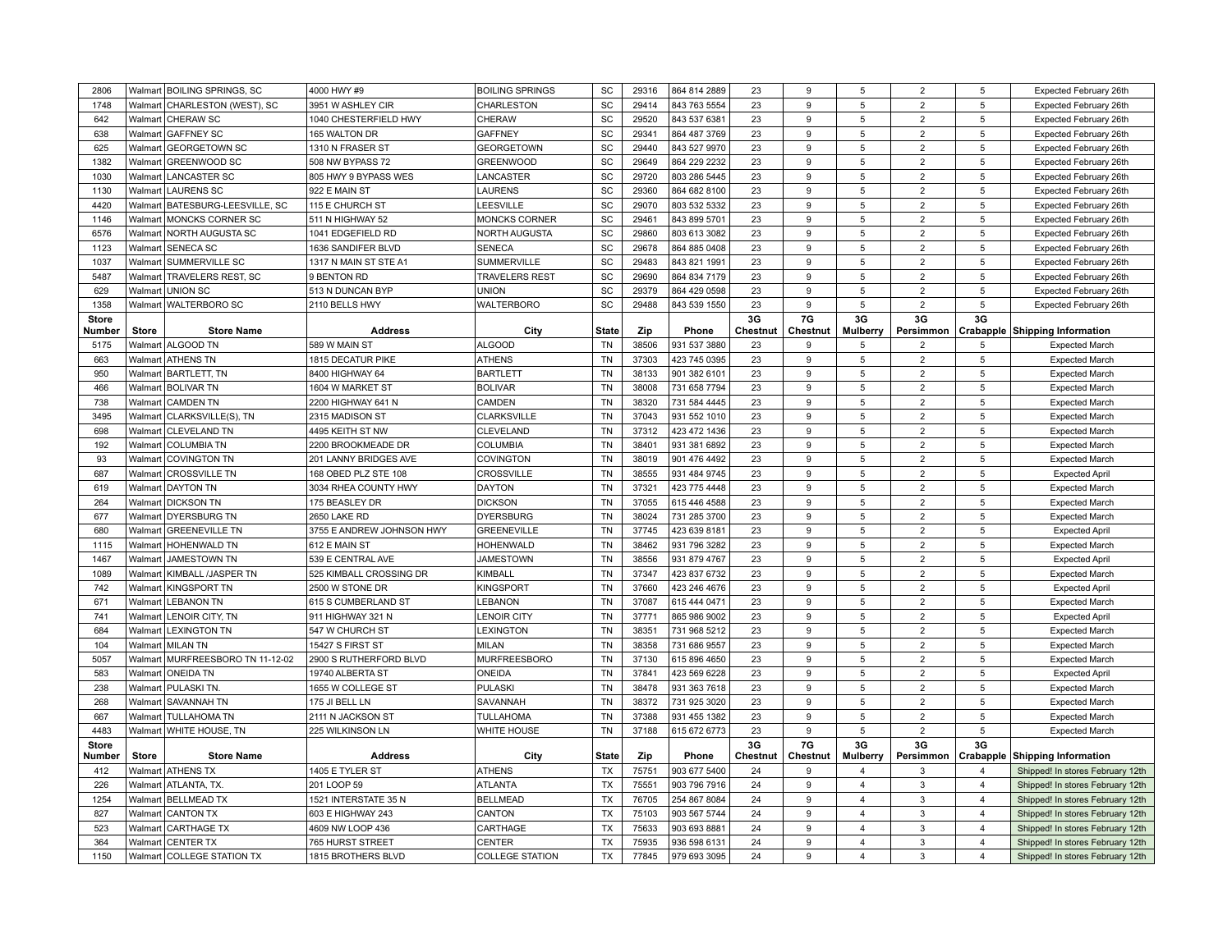| Store Number | Store | Store Name | Address | City | State | Zip | Phone | 3G Chestnut | 7G Chestnut | 3G Mulberry | 3G Persimmon | 3G Crabapple | Shipping Information |
|---|---|---|---|---|---|---|---|---|---|---|---|---|---|
| 2806 | Walmart | BOILING SPRINGS, SC | 4000 HWY #9 | BOILING SPRINGS | SC | 29316 | 864 814 2889 | 23 | 9 | 5 | 2 | 5 | Expected February 26th |
| 1748 | Walmart | CHARLESTON (WEST), SC | 3951 W ASHLEY CIR | CHARLESTON | SC | 29414 | 843 763 5554 | 23 | 9 | 5 | 2 | 5 | Expected February 26th |
| 642 | Walmart | CHERAW SC | 1040 CHESTERFIELD HWY | CHERAW | SC | 29520 | 843 537 6381 | 23 | 9 | 5 | 2 | 5 | Expected February 26th |
| 638 | Walmart | GAFFNEY SC | 165 WALTON DR | GAFFNEY | SC | 29341 | 864 487 3769 | 23 | 9 | 5 | 2 | 5 | Expected February 26th |
| 625 | Walmart | GEORGETOWN SC | 1310 N FRASER ST | GEORGETOWN | SC | 29440 | 843 527 9970 | 23 | 9 | 5 | 2 | 5 | Expected February 26th |
| 1382 | Walmart | GREENWOOD SC | 508 NW BYPASS 72 | GREENWOOD | SC | 29649 | 864 229 2232 | 23 | 9 | 5 | 2 | 5 | Expected February 26th |
| 1030 | Walmart | LANCASTER SC | 805 HWY 9 BYPASS WES | LANCASTER | SC | 29720 | 803 286 5445 | 23 | 9 | 5 | 2 | 5 | Expected February 26th |
| 1130 | Walmart | LAURENS SC | 922 E MAIN ST | LAURENS | SC | 29360 | 864 682 8100 | 23 | 9 | 5 | 2 | 5 | Expected February 26th |
| 4420 | Walmart | BATESBURG-LEESVILLE, SC | 115 E CHURCH ST | LEESVILLE | SC | 29070 | 803 532 5332 | 23 | 9 | 5 | 2 | 5 | Expected February 26th |
| 1146 | Walmart | MONCKS CORNER SC | 511 N HIGHWAY 52 | MONCKS CORNER | SC | 29461 | 843 899 5701 | 23 | 9 | 5 | 2 | 5 | Expected February 26th |
| 6576 | Walmart | NORTH AUGUSTA SC | 1041 EDGEFIELD RD | NORTH AUGUSTA | SC | 29860 | 803 613 3082 | 23 | 9 | 5 | 2 | 5 | Expected February 26th |
| 1123 | Walmart | SENECA SC | 1636 SANDIFER BLVD | SENECA | SC | 29678 | 864 885 0408 | 23 | 9 | 5 | 2 | 5 | Expected February 26th |
| 1037 | Walmart | SUMMERVILLE SC | 1317 N MAIN ST STE A1 | SUMMERVILLE | SC | 29483 | 843 821 1991 | 23 | 9 | 5 | 2 | 5 | Expected February 26th |
| 5487 | Walmart | TRAVELERS REST, SC | 9 BENTON RD | TRAVELERS REST | SC | 29690 | 864 834 7179 | 23 | 9 | 5 | 2 | 5 | Expected February 26th |
| 629 | Walmart | UNION SC | 513 N DUNCAN BYP | UNION | SC | 29379 | 864 429 0598 | 23 | 9 | 5 | 2 | 5 | Expected February 26th |
| 1358 | Walmart | WALTERBORO SC | 2110 BELLS HWY | WALTERBORO | SC | 29488 | 843 539 1550 | 23 | 9 | 5 | 2 | 5 | Expected February 26th |

| Store Number | Store | Store Name | Address | City | State | Zip | Phone | 3G Chestnut | 7G Chestnut | 3G Mulberry | 3G Persimmon | 3G Crabapple | Shipping Information |
|---|---|---|---|---|---|---|---|---|---|---|---|---|---|
| 5175 | Walmart | ALGOOD TN | 589 W MAIN ST | ALGOOD | TN | 38506 | 931 537 3880 | 23 | 9 | 5 | 2 | 5 | Expected March |
| 663 | Walmart | ATHENS TN | 1815 DECATUR PIKE | ATHENS | TN | 37303 | 423 745 0395 | 23 | 9 | 5 | 2 | 5 | Expected March |
| 950 | Walmart | BARTLETT, TN | 8400 HIGHWAY 64 | BARTLETT | TN | 38133 | 901 382 6101 | 23 | 9 | 5 | 2 | 5 | Expected March |
| 466 | Walmart | BOLIVAR TN | 1604 W MARKET ST | BOLIVAR | TN | 38008 | 731 658 7794 | 23 | 9 | 5 | 2 | 5 | Expected March |
| 738 | Walmart | CAMDEN TN | 2200 HIGHWAY 641 N | CAMDEN | TN | 38320 | 731 584 4445 | 23 | 9 | 5 | 2 | 5 | Expected March |
| 3495 | Walmart | CLARKSVILLE(S), TN | 2315 MADISON ST | CLARKSVILLE | TN | 37043 | 931 552 1010 | 23 | 9 | 5 | 2 | 5 | Expected March |
| 698 | Walmart | CLEVELAND TN | 4495 KEITH ST NW | CLEVELAND | TN | 37312 | 423 472 1436 | 23 | 9 | 5 | 2 | 5 | Expected March |
| 192 | Walmart | COLUMBIA TN | 2200 BROOKMEADE DR | COLUMBIA | TN | 38401 | 931 381 6892 | 23 | 9 | 5 | 2 | 5 | Expected March |
| 93 | Walmart | COVINGTON TN | 201 LANNY BRIDGES AVE | COVINGTON | TN | 38019 | 901 476 4492 | 23 | 9 | 5 | 2 | 5 | Expected March |
| 687 | Walmart | CROSSVILLE TN | 168 OBED PLZ STE 108 | CROSSVILLE | TN | 38555 | 931 484 9745 | 23 | 9 | 5 | 2 | 5 | Expected April |
| 619 | Walmart | DAYTON TN | 3034 RHEA COUNTY HWY | DAYTON | TN | 37321 | 423 775 4448 | 23 | 9 | 5 | 2 | 5 | Expected March |
| 264 | Walmart | DICKSON TN | 175 BEASLEY DR | DICKSON | TN | 37055 | 615 446 4588 | 23 | 9 | 5 | 2 | 5 | Expected March |
| 677 | Walmart | DYERSBURG TN | 2650 LAKE RD | DYERSBURG | TN | 38024 | 731 285 3700 | 23 | 9 | 5 | 2 | 5 | Expected March |
| 680 | Walmart | GREENEVILLE TN | 3755 E ANDREW JOHNSON HWY | GREENEVILLE | TN | 37745 | 423 639 8181 | 23 | 9 | 5 | 2 | 5 | Expected April |
| 1115 | Walmart | HOHENWALD TN | 612 E MAIN ST | HOHENWALD | TN | 38462 | 931 796 3282 | 23 | 9 | 5 | 2 | 5 | Expected March |
| 1467 | Walmart | JAMESTOWN TN | 539 E CENTRAL AVE | JAMESTOWN | TN | 38556 | 931 879 4767 | 23 | 9 | 5 | 2 | 5 | Expected April |
| 1089 | Walmart | KIMBALL /JASPER TN | 525 KIMBALL CROSSING DR | KIMBALL | TN | 37347 | 423 837 6732 | 23 | 9 | 5 | 2 | 5 | Expected March |
| 742 | Walmart | KINGSPORT TN | 2500 W STONE DR | KINGSPORT | TN | 37660 | 423 246 4676 | 23 | 9 | 5 | 2 | 5 | Expected April |
| 671 | Walmart | LEBANON TN | 615 S CUMBERLAND ST | LEBANON | TN | 37087 | 615 444 0471 | 23 | 9 | 5 | 2 | 5 | Expected March |
| 741 | Walmart | LENOIR CITY, TN | 911 HIGHWAY 321 N | LENOIR CITY | TN | 37771 | 865 986 9002 | 23 | 9 | 5 | 2 | 5 | Expected April |
| 684 | Walmart | LEXINGTON TN | 547 W CHURCH ST | LEXINGTON | TN | 38351 | 731 968 5212 | 23 | 9 | 5 | 2 | 5 | Expected March |
| 104 | Walmart | MILAN TN | 15427 S FIRST ST | MILAN | TN | 38358 | 731 686 9557 | 23 | 9 | 5 | 2 | 5 | Expected March |
| 5057 | Walmart | MURFREESBORO TN 11-12-02 | 2900 S RUTHERFORD BLVD | MURFREESBORO | TN | 37130 | 615 896 4650 | 23 | 9 | 5 | 2 | 5 | Expected March |
| 583 | Walmart | ONEIDA TN | 19740 ALBERTA ST | ONEIDA | TN | 37841 | 423 569 6228 | 23 | 9 | 5 | 2 | 5 | Expected April |
| 238 | Walmart | PULASKI TN. | 1655 W COLLEGE ST | PULASKI | TN | 38478 | 931 363 7618 | 23 | 9 | 5 | 2 | 5 | Expected March |
| 268 | Walmart | SAVANNAH TN | 175 JI BELL LN | SAVANNAH | TN | 38372 | 731 925 3020 | 23 | 9 | 5 | 2 | 5 | Expected March |
| 667 | Walmart | TULLAHOMA TN | 2111 N JACKSON ST | TULLAHOMA | TN | 37388 | 931 455 1382 | 23 | 9 | 5 | 2 | 5 | Expected March |
| 4483 | Walmart | WHITE HOUSE, TN | 225 WILKINSON LN | WHITE HOUSE | TN | 37188 | 615 672 6773 | 23 | 9 | 5 | 2 | 5 | Expected March |

| Store Number | Store | Store Name | Address | City | State | Zip | Phone | 3G Chestnut | 7G Chestnut | 3G Mulberry | 3G Persimmon | 3G Crabapple | Shipping Information |
|---|---|---|---|---|---|---|---|---|---|---|---|---|---|
| 412 | Walmart | ATHENS TX | 1405 E TYLER ST | ATHENS | TX | 75751 | 903 677 5400 | 24 | 9 | 4 | 3 | 4 | Shipped! In stores February 12th |
| 226 | Walmart | ATLANTA, TX. | 201 LOOP 59 | ATLANTA | TX | 75551 | 903 796 7916 | 24 | 9 | 4 | 3 | 4 | Shipped! In stores February 12th |
| 1254 | Walmart | BELLMEAD TX | 1521 INTERSTATE 35 N | BELLMEAD | TX | 76705 | 254 867 8084 | 24 | 9 | 4 | 3 | 4 | Shipped! In stores February 12th |
| 827 | Walmart | CANTON TX | 603 E HIGHWAY 243 | CANTON | TX | 75103 | 903 567 5744 | 24 | 9 | 4 | 3 | 4 | Shipped! In stores February 12th |
| 523 | Walmart | CARTHAGE TX | 4609 NW LOOP 436 | CARTHAGE | TX | 75633 | 903 693 8881 | 24 | 9 | 4 | 3 | 4 | Shipped! In stores February 12th |
| 364 | Walmart | CENTER TX | 765 HURST STREET | CENTER | TX | 75935 | 936 598 6131 | 24 | 9 | 4 | 3 | 4 | Shipped! In stores February 12th |
| 1150 | Walmart | COLLEGE STATION TX | 1815 BROTHERS BLVD | COLLEGE STATION | TX | 77845 | 979 693 3095 | 24 | 9 | 4 | 3 | 4 | Shipped! In stores February 12th |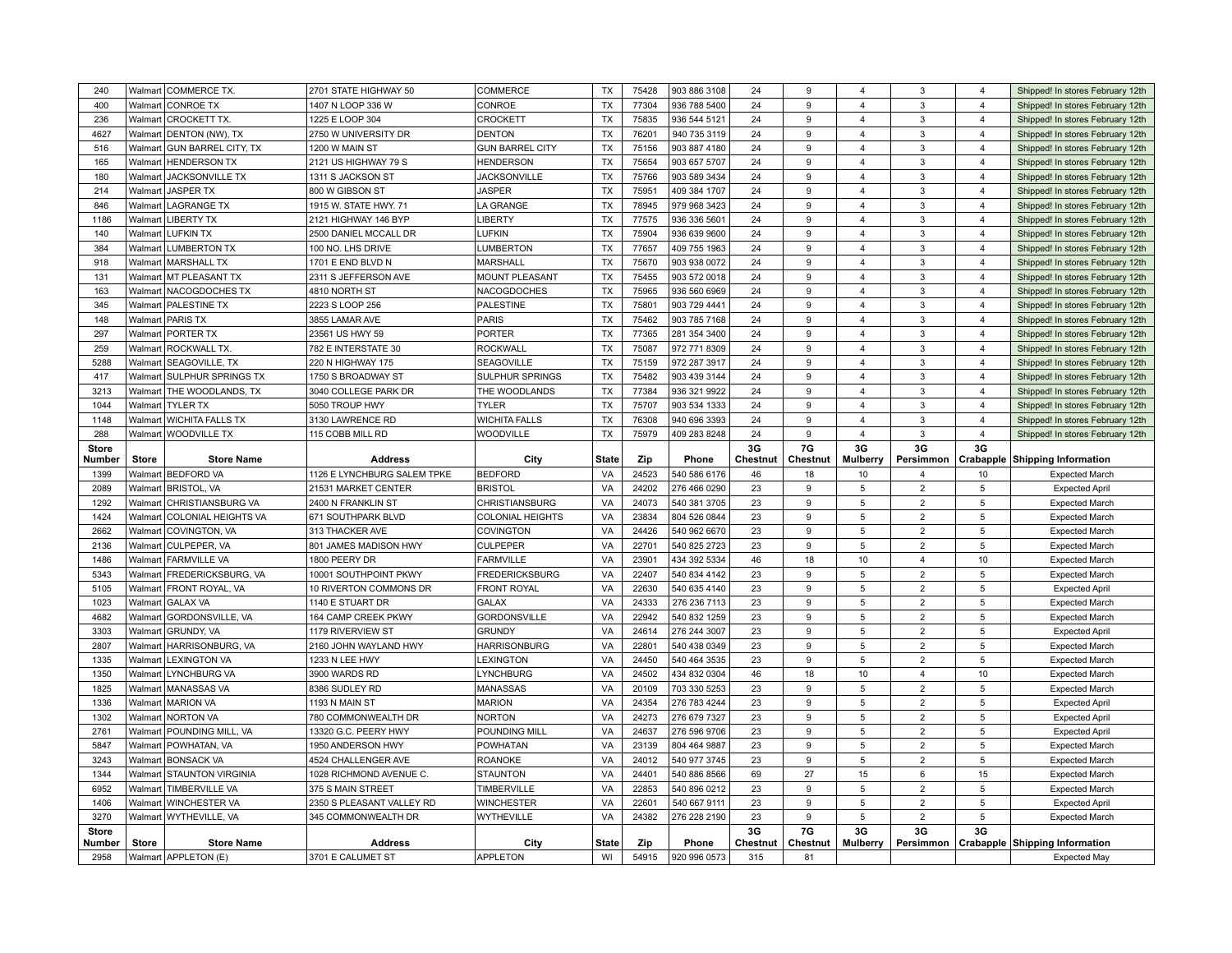| Store Number | Store | Store Name | Address | City | State | Zip | Phone | 3G Chestnut | 7G Chestnut | 3G Mulberry | 3G Persimmon | 3G Crabapple | Shipping Information |
|---|---|---|---|---|---|---|---|---|---|---|---|---|---|
| 240 | Walmart | COMMERCE TX. | 2701 STATE HIGHWAY 50 | COMMERCE | TX | 75428 | 903 886 3108 | 24 | 9 | 4 | 3 | 4 | Shipped! In stores February 12th |
| 400 | Walmart | CONROE TX | 1407 N LOOP 336 W | CONROE | TX | 77304 | 936 788 5400 | 24 | 9 | 4 | 3 | 4 | Shipped! In stores February 12th |
| 236 | Walmart | CROCKETT TX. | 1225 E LOOP 304 | CROCKETT | TX | 75835 | 936 544 5121 | 24 | 9 | 4 | 3 | 4 | Shipped! In stores February 12th |
| 4627 | Walmart | DENTON (NW), TX | 2750 W UNIVERSITY DR | DENTON | TX | 76201 | 940 735 3119 | 24 | 9 | 4 | 3 | 4 | Shipped! In stores February 12th |
| 516 | Walmart | GUN BARREL CITY, TX | 1200 W MAIN ST | GUN BARREL CITY | TX | 75156 | 903 887 4180 | 24 | 9 | 4 | 3 | 4 | Shipped! In stores February 12th |
| 165 | Walmart | HENDERSON TX | 2121 US HIGHWAY 79 S | HENDERSON | TX | 75654 | 903 657 5707 | 24 | 9 | 4 | 3 | 4 | Shipped! In stores February 12th |
| 180 | Walmart | JACKSONVILLE TX | 1311 S JACKSON ST | JACKSONVILLE | TX | 75766 | 903 589 3434 | 24 | 9 | 4 | 3 | 4 | Shipped! In stores February 12th |
| 214 | Walmart | JASPER TX | 800 W GIBSON ST | JASPER | TX | 75951 | 409 384 1707 | 24 | 9 | 4 | 3 | 4 | Shipped! In stores February 12th |
| 846 | Walmart | LAGRANGE TX | 1915 W. STATE HWY. 71 | LA GRANGE | TX | 78945 | 979 968 3423 | 24 | 9 | 4 | 3 | 4 | Shipped! In stores February 12th |
| 1186 | Walmart | LIBERTY TX | 2121 HIGHWAY 146 BYP | LIBERTY | TX | 77575 | 936 336 5601 | 24 | 9 | 4 | 3 | 4 | Shipped! In stores February 12th |
| 140 | Walmart | LUFKIN TX | 2500 DANIEL MCCALL DR | LUFKIN | TX | 75904 | 936 639 9600 | 24 | 9 | 4 | 3 | 4 | Shipped! In stores February 12th |
| 384 | Walmart | LUMBERTON TX | 100 NO. LHS DRIVE | LUMBERTON | TX | 77657 | 409 755 1963 | 24 | 9 | 4 | 3 | 4 | Shipped! In stores February 12th |
| 918 | Walmart | MARSHALL TX | 1701 E END BLVD N | MARSHALL | TX | 75670 | 903 938 0072 | 24 | 9 | 4 | 3 | 4 | Shipped! In stores February 12th |
| 131 | Walmart | MT PLEASANT TX | 2311 S JEFFERSON AVE | MOUNT PLEASANT | TX | 75455 | 903 572 0018 | 24 | 9 | 4 | 3 | 4 | Shipped! In stores February 12th |
| 163 | Walmart | NACOGDOCHES TX | 4810 NORTH ST | NACOGDOCHES | TX | 75965 | 936 560 6969 | 24 | 9 | 4 | 3 | 4 | Shipped! In stores February 12th |
| 345 | Walmart | PALESTINE TX | 2223 S LOOP 256 | PALESTINE | TX | 75801 | 903 729 4441 | 24 | 9 | 4 | 3 | 4 | Shipped! In stores February 12th |
| 148 | Walmart | PARIS TX | 3855 LAMAR AVE | PARIS | TX | 75462 | 903 785 7168 | 24 | 9 | 4 | 3 | 4 | Shipped! In stores February 12th |
| 297 | Walmart | PORTER TX | 23561 US HWY 59 | PORTER | TX | 77365 | 281 354 3400 | 24 | 9 | 4 | 3 | 4 | Shipped! In stores February 12th |
| 259 | Walmart | ROCKWALL TX. | 782 E INTERSTATE 30 | ROCKWALL | TX | 75087 | 972 771 8309 | 24 | 9 | 4 | 3 | 4 | Shipped! In stores February 12th |
| 5288 | Walmart | SEAGOVILLE, TX | 220 N HIGHWAY 175 | SEAGOVILLE | TX | 75159 | 972 287 3917 | 24 | 9 | 4 | 3 | 4 | Shipped! In stores February 12th |
| 417 | Walmart | SULPHUR SPRINGS TX | 1750 S BROADWAY ST | SULPHUR SPRINGS | TX | 75482 | 903 439 3144 | 24 | 9 | 4 | 3 | 4 | Shipped! In stores February 12th |
| 3213 | Walmart | THE WOODLANDS, TX | 3040 COLLEGE PARK DR | THE WOODLANDS | TX | 77384 | 936 321 9922 | 24 | 9 | 4 | 3 | 4 | Shipped! In stores February 12th |
| 1044 | Walmart | TYLER TX | 5050 TROUP HWY | TYLER | TX | 75707 | 903 534 1333 | 24 | 9 | 4 | 3 | 4 | Shipped! In stores February 12th |
| 1148 | Walmart | WICHITA FALLS TX | 3130 LAWRENCE RD | WICHITA FALLS | TX | 76308 | 940 696 3393 | 24 | 9 | 4 | 3 | 4 | Shipped! In stores February 12th |
| 288 | Walmart | WOODVILLE TX | 115 COBB MILL RD | WOODVILLE | TX | 75979 | 409 283 8248 | 24 | 9 | 4 | 3 | 4 | Shipped! In stores February 12th |

| Store Number | Store | Store Name | Address | City | State | Zip | Phone | 3G Chestnut | 7G Chestnut | 3G Mulberry | 3G Persimmon | 3G Crabapple | Shipping Information |
|---|---|---|---|---|---|---|---|---|---|---|---|---|---|
| 1399 | Walmart | BEDFORD VA | 1126 E LYNCHBURG SALEM TPKE | BEDFORD | VA | 24523 | 540 586 6176 | 46 | 18 | 10 | 4 | 10 | Expected March |
| 2089 | Walmart | BRISTOL, VA | 21531 MARKET CENTER | BRISTOL | VA | 24202 | 276 466 0290 | 23 | 9 | 5 | 2 | 5 | Expected April |
| 1292 | Walmart | CHRISTIANSBURG VA | 2400 N FRANKLIN ST | CHRISTIANSBURG | VA | 24073 | 540 381 3705 | 23 | 9 | 5 | 2 | 5 | Expected March |
| 1424 | Walmart | COLONIAL HEIGHTS VA | 671 SOUTHPARK BLVD | COLONIAL HEIGHTS | VA | 23834 | 804 526 0844 | 23 | 9 | 5 | 2 | 5 | Expected March |
| 2662 | Walmart | COVINGTON, VA | 313 THACKER AVE | COVINGTON | VA | 24426 | 540 962 6670 | 23 | 9 | 5 | 2 | 5 | Expected March |
| 2136 | Walmart | CULPEPER, VA | 801 JAMES MADISON HWY | CULPEPER | VA | 22701 | 540 825 2723 | 23 | 9 | 5 | 2 | 5 | Expected March |
| 1486 | Walmart | FARMVILLE VA | 1800 PEERY DR | FARMVILLE | VA | 23901 | 434 392 5334 | 46 | 18 | 10 | 4 | 10 | Expected March |
| 5343 | Walmart | FREDERICKSBURG, VA | 10001 SOUTHPOINT PKWY | FREDERICKSBURG | VA | 22407 | 540 834 4142 | 23 | 9 | 5 | 2 | 5 | Expected March |
| 5105 | Walmart | FRONT ROYAL, VA | 10 RIVERTON COMMONS DR | FRONT ROYAL | VA | 22630 | 540 635 4140 | 23 | 9 | 5 | 2 | 5 | Expected April |
| 1023 | Walmart | GALAX VA | 1140 E STUART DR | GALAX | VA | 24333 | 276 236 7113 | 23 | 9 | 5 | 2 | 5 | Expected March |
| 4682 | Walmart | GORDONSVILLE, VA | 164 CAMP CREEK PKWY | GORDONSVILLE | VA | 22942 | 540 832 1259 | 23 | 9 | 5 | 2 | 5 | Expected March |
| 3303 | Walmart | GRUNDY, VA | 1179 RIVERVIEW ST | GRUNDY | VA | 24614 | 276 244 3007 | 23 | 9 | 5 | 2 | 5 | Expected April |
| 2807 | Walmart | HARRISONBURG, VA | 2160 JOHN WAYLAND HWY | HARRISONBURG | VA | 22801 | 540 438 0349 | 23 | 9 | 5 | 2 | 5 | Expected March |
| 1335 | Walmart | LEXINGTON VA | 1233 N LEE HWY | LEXINGTON | VA | 24450 | 540 464 3535 | 23 | 9 | 5 | 2 | 5 | Expected March |
| 1350 | Walmart | LYNCHBURG VA | 3900 WARDS RD | LYNCHBURG | VA | 24502 | 434 832 0304 | 46 | 18 | 10 | 4 | 10 | Expected March |
| 1825 | Walmart | MANASSAS VA | 8386 SUDLEY RD | MANASSAS | VA | 20109 | 703 330 5253 | 23 | 9 | 5 | 2 | 5 | Expected March |
| 1336 | Walmart | MARION VA | 1193 N MAIN ST | MARION | VA | 24354 | 276 783 4244 | 23 | 9 | 5 | 2 | 5 | Expected April |
| 1302 | Walmart | NORTON VA | 780 COMMONWEALTH DR | NORTON | VA | 24273 | 276 679 7327 | 23 | 9 | 5 | 2 | 5 | Expected April |
| 2761 | Walmart | POUNDING MILL, VA | 13320 G.C. PEERY HWY | POUNDING MILL | VA | 24637 | 276 596 9706 | 23 | 9 | 5 | 2 | 5 | Expected April |
| 5847 | Walmart | POWHATAN, VA | 1950 ANDERSON HWY | POWHATAN | VA | 23139 | 804 464 9887 | 23 | 9 | 5 | 2 | 5 | Expected March |
| 3243 | Walmart | BONSACK VA | 4524 CHALLENGER AVE | ROANOKE | VA | 24012 | 540 977 3745 | 23 | 9 | 5 | 2 | 5 | Expected March |
| 1344 | Walmart | STAUNTON VIRGINIA | 1028 RICHMOND AVENUE C. | STAUNTON | VA | 24401 | 540 886 8566 | 69 | 27 | 15 | 6 | 15 | Expected March |
| 6952 | Walmart | TIMBERVILLE VA | 375 S MAIN STREET | TIMBERVILLE | VA | 22853 | 540 896 0212 | 23 | 9 | 5 | 2 | 5 | Expected March |
| 1406 | Walmart | WINCHESTER VA | 2350 S PLEASANT VALLEY RD | WINCHESTER | VA | 22601 | 540 667 9111 | 23 | 9 | 5 | 2 | 5 | Expected April |
| 3270 | Walmart | WYTHEVILLE, VA | 345 COMMONWEALTH DR | WYTHEVILLE | VA | 24382 | 276 228 2190 | 23 | 9 | 5 | 2 | 5 | Expected March |

| Store Number | Store | Store Name | Address | City | State | Zip | Phone | 3G Chestnut | 7G Chestnut | 3G Mulberry | 3G Persimmon | 3G Crabapple | Shipping Information |
|---|---|---|---|---|---|---|---|---|---|---|---|---|---|
| 2958 | Walmart | APPLETON (E) | 3701 E CALUMET ST | APPLETON | WI | 54915 | 920 996 0573 | 315 | 81 | | | | Expected May |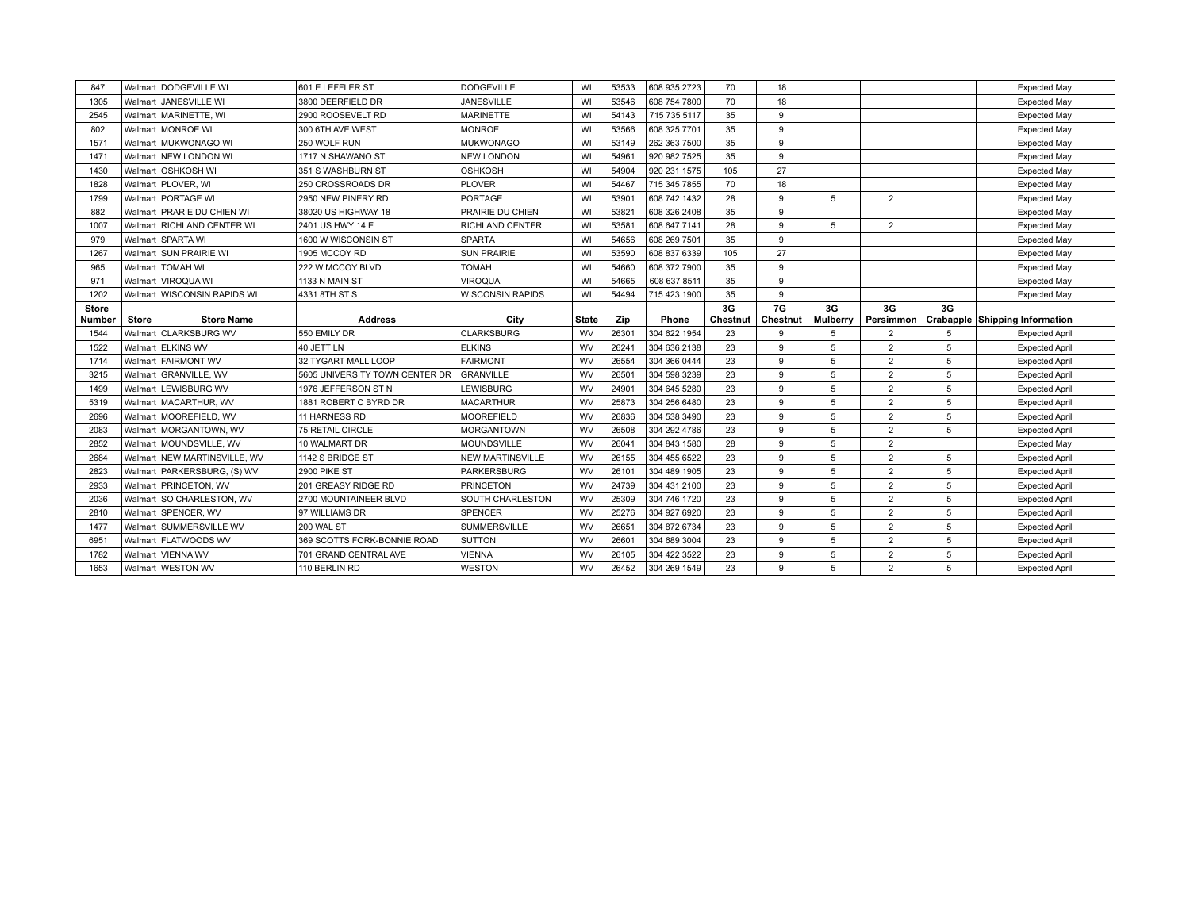| | | | | | | | | | | | | | |
|---|---|---|---|---|---|---|---|---|---|---|---|---|---|
| 847 | Walmart | DODGEVILLE WI | 601 E LEFFLER ST | DODGEVILLE | WI | 53533 | 608 935 2723 | 70 | 18 | | | | Expected May |
| 1305 | Walmart | JANESVILLE WI | 3800 DEERFIELD DR | JANESVILLE | WI | 53546 | 608 754 7800 | 70 | 18 | | | | Expected May |
| 2545 | Walmart | MARINETTE, WI | 2900 ROOSEVELT RD | MARINETTE | WI | 54143 | 715 735 5117 | 35 | 9 | | | | Expected May |
| 802 | Walmart | MONROE WI | 300 6TH AVE WEST | MONROE | WI | 53566 | 608 325 7701 | 35 | 9 | | | | Expected May |
| 1571 | Walmart | MUKWONAGO WI | 250 WOLF RUN | MUKWONAGO | WI | 53149 | 262 363 7500 | 35 | 9 | | | | Expected May |
| 1471 | Walmart | NEW LONDON WI | 1717 N SHAWANO ST | NEW LONDON | WI | 54961 | 920 982 7525 | 35 | 9 | | | | Expected May |
| 1430 | Walmart | OSHKOSH WI | 351 S WASHBURN ST | OSHKOSH | WI | 54904 | 920 231 1575 | 105 | 27 | | | | Expected May |
| 1828 | Walmart | PLOVER, WI | 250 CROSSROADS DR | PLOVER | WI | 54467 | 715 345 7855 | 70 | 18 | | | | Expected May |
| 1799 | Walmart | PORTAGE WI | 2950 NEW PINERY RD | PORTAGE | WI | 53901 | 608 742 1432 | 28 | 9 | 5 | 2 | | Expected May |
| 882 | Walmart | PRARIE DU CHIEN WI | 38020 US HIGHWAY 18 | PRAIRIE DU CHIEN | WI | 53821 | 608 326 2408 | 35 | 9 | | | | Expected May |
| 1007 | Walmart | RICHLAND CENTER WI | 2401 US HWY 14 E | RICHLAND CENTER | WI | 53581 | 608 647 7141 | 28 | 9 | 5 | 2 | | Expected May |
| 979 | Walmart | SPARTA WI | 1600 W WISCONSIN ST | SPARTA | WI | 54656 | 608 269 7501 | 35 | 9 | | | | Expected May |
| 1267 | Walmart | SUN PRAIRIE WI | 1905 MCCOY RD | SUN PRAIRIE | WI | 53590 | 608 837 6339 | 105 | 27 | | | | Expected May |
| 965 | Walmart | TOMAH WI | 222 W MCCOY BLVD | TOMAH | WI | 54660 | 608 372 7900 | 35 | 9 | | | | Expected May |
| 971 | Walmart | VIROQUA WI | 1133 N MAIN ST | VIROQUA | WI | 54665 | 608 637 8511 | 35 | 9 | | | | Expected May |
| 1202 | Walmart | WISCONSIN RAPIDS WI | 4331 8TH ST S | WISCONSIN RAPIDS | WI | 54494 | 715 423 1900 | 35 | 9 | | | | Expected May |
| **Store Number** | **Store** | **Store Name** | **Address** | **City** | **State** | **Zip** | **Phone** | **3G Chestnut** | **7G Chestnut** | **3G Mulberry** | **3G Persimmon** | **3G Crabapple** | **Shipping Information** |
| 1544 | Walmart | CLARKSBURG WV | 550 EMILY DR | CLARKSBURG | WV | 26301 | 304 622 1954 | 23 | 9 | 5 | 2 | 5 | Expected April |
| 1522 | Walmart | ELKINS WV | 40 JETT LN | ELKINS | WV | 26241 | 304 636 2138 | 23 | 9 | 5 | 2 | 5 | Expected April |
| 1714 | Walmart | FAIRMONT WV | 32 TYGART MALL LOOP | FAIRMONT | WV | 26554 | 304 366 0444 | 23 | 9 | 5 | 2 | 5 | Expected April |
| 3215 | Walmart | GRANVILLE, WV | 5605 UNIVERSITY TOWN CENTER DR | GRANVILLE | WV | 26501 | 304 598 3239 | 23 | 9 | 5 | 2 | 5 | Expected April |
| 1499 | Walmart | LEWISBURG WV | 1976 JEFFERSON ST N | LEWISBURG | WV | 24901 | 304 645 5280 | 23 | 9 | 5 | 2 | 5 | Expected April |
| 5319 | Walmart | MACARTHUR, WV | 1881 ROBERT C BYRD DR | MACARTHUR | WV | 25873 | 304 256 6480 | 23 | 9 | 5 | 2 | 5 | Expected April |
| 2696 | Walmart | MOOREFIELD, WV | 11 HARNESS RD | MOOREFIELD | WV | 26836 | 304 538 3490 | 23 | 9 | 5 | 2 | 5 | Expected April |
| 2083 | Walmart | MORGANTOWN, WV | 75 RETAIL CIRCLE | MORGANTOWN | WV | 26508 | 304 292 4786 | 23 | 9 | 5 | 2 | 5 | Expected April |
| 2852 | Walmart | MOUNDSVILLE, WV | 10 WALMART DR | MOUNDSVILLE | WV | 26041 | 304 843 1580 | 28 | 9 | 5 | 2 | | Expected May |
| 2684 | Walmart | NEW MARTINSVILLE, WV | 1142 S BRIDGE ST | NEW MARTINSVILLE | WV | 26155 | 304 455 6522 | 23 | 9 | 5 | 2 | 5 | Expected April |
| 2823 | Walmart | PARKERSBURG, (S) WV | 2900 PIKE ST | PARKERSBURG | WV | 26101 | 304 489 1905 | 23 | 9 | 5 | 2 | 5 | Expected April |
| 2933 | Walmart | PRINCETON, WV | 201 GREASY RIDGE RD | PRINCETON | WV | 24739 | 304 431 2100 | 23 | 9 | 5 | 2 | 5 | Expected April |
| 2036 | Walmart | SO CHARLESTON, WV | 2700 MOUNTAINEER BLVD | SOUTH CHARLESTON | WV | 25309 | 304 746 1720 | 23 | 9 | 5 | 2 | 5 | Expected April |
| 2810 | Walmart | SPENCER, WV | 97 WILLIAMS DR | SPENCER | WV | 25276 | 304 927 6920 | 23 | 9 | 5 | 2 | 5 | Expected April |
| 1477 | Walmart | SUMMERSVILLE WV | 200 WAL ST | SUMMERSVILLE | WV | 26651 | 304 872 6734 | 23 | 9 | 5 | 2 | 5 | Expected April |
| 6951 | Walmart | FLATWOODS WV | 369 SCOTTS FORK-BONNIE ROAD | SUTTON | WV | 26601 | 304 689 3004 | 23 | 9 | 5 | 2 | 5 | Expected April |
| 1782 | Walmart | VIENNA WV | 701 GRAND CENTRAL AVE | VIENNA | WV | 26105 | 304 422 3522 | 23 | 9 | 5 | 2 | 5 | Expected April |
| 1653 | Walmart | WESTON WV | 110 BERLIN RD | WESTON | WV | 26452 | 304 269 1549 | 23 | 9 | 5 | 2 | 5 | Expected April |